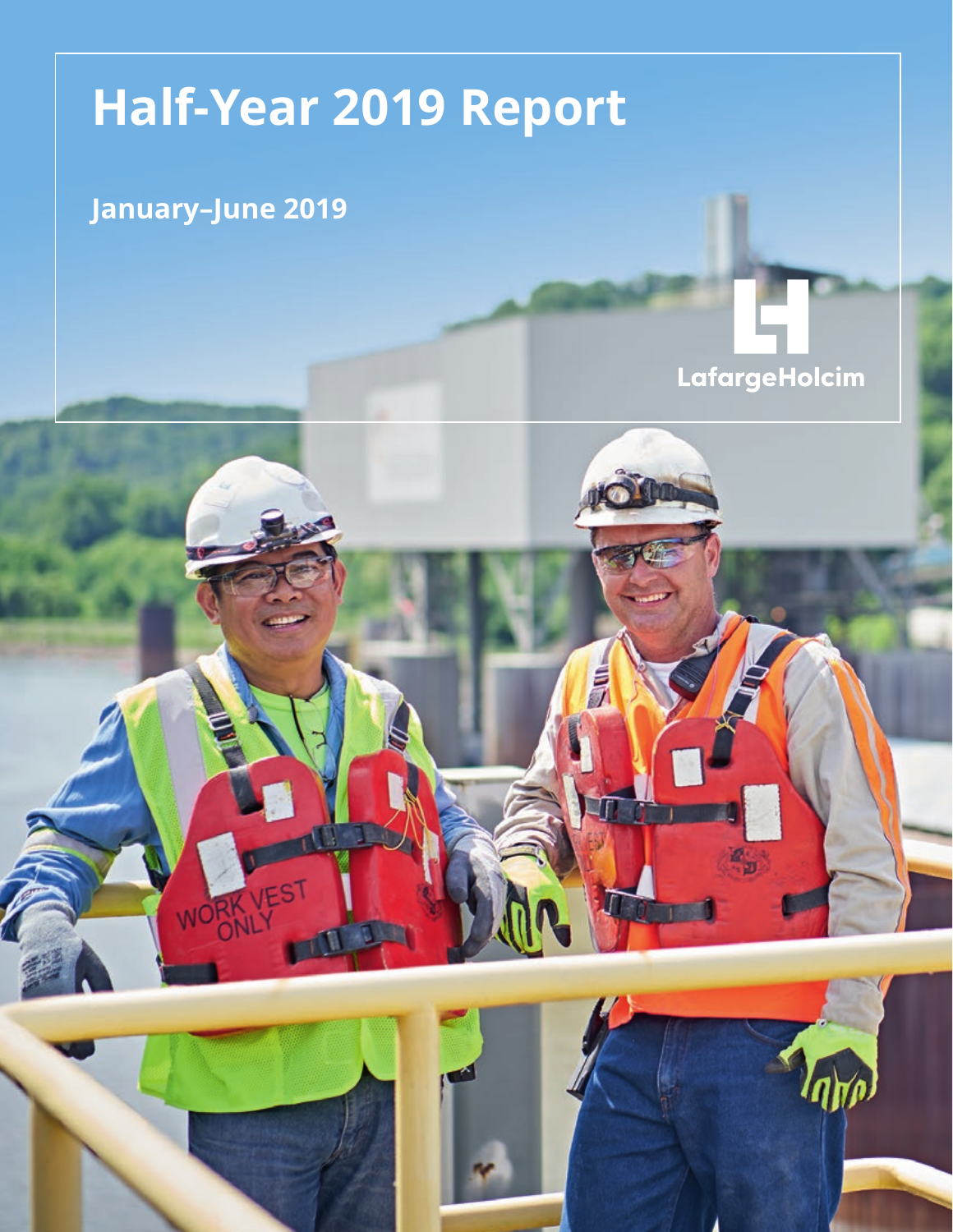# Half-Year 2019 Report

**January–June 2019**

LafargeHolcim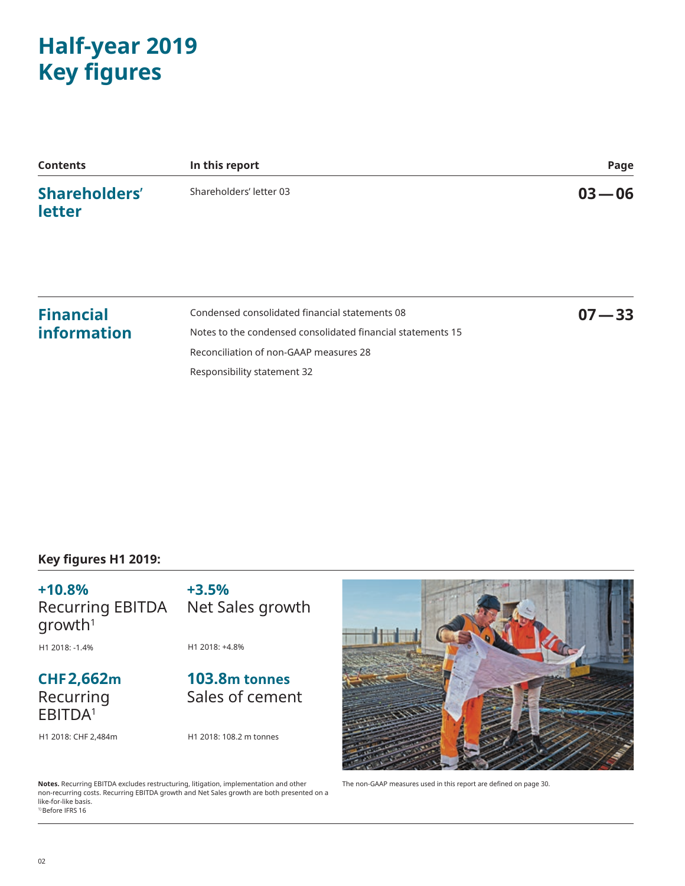# Half-year 2019 Key figures

| Contents | In this report | Page |
|---|---|---|
| **Shareholders' letter** | Shareholders' letter 03 | **03 — 06** |
| **Financial information** | Condensed consolidated financial statements 08<br>Notes to the condensed consolidated financial statements 15<br>Reconciliation of non-GAAP measures 28<br>Responsibility statement 32 | **07 — 33** |

## Key figures H1 2019:

**+10.8%**
Recurring EBITDA growth[1]

H1 2018: -1.4%

**+3.5%**
Net Sales growth

H1 2018: +4.8%

**CHF 2,662m**
Recurring EBITDA[1]

H1 2018: CHF 2,484m

**103.8m tonnes**
Sales of cement

H1 2018: 108.2 m tonnes

**Notes.** Recurring EBITDA excludes restructuring, litigation, implementation and other non-recurring costs. Recurring EBITDA growth and Net Sales growth are both presented on a like-for-like basis.
[1] Before IFRS 16

The non-GAAP measures used in this report are defined on page 30.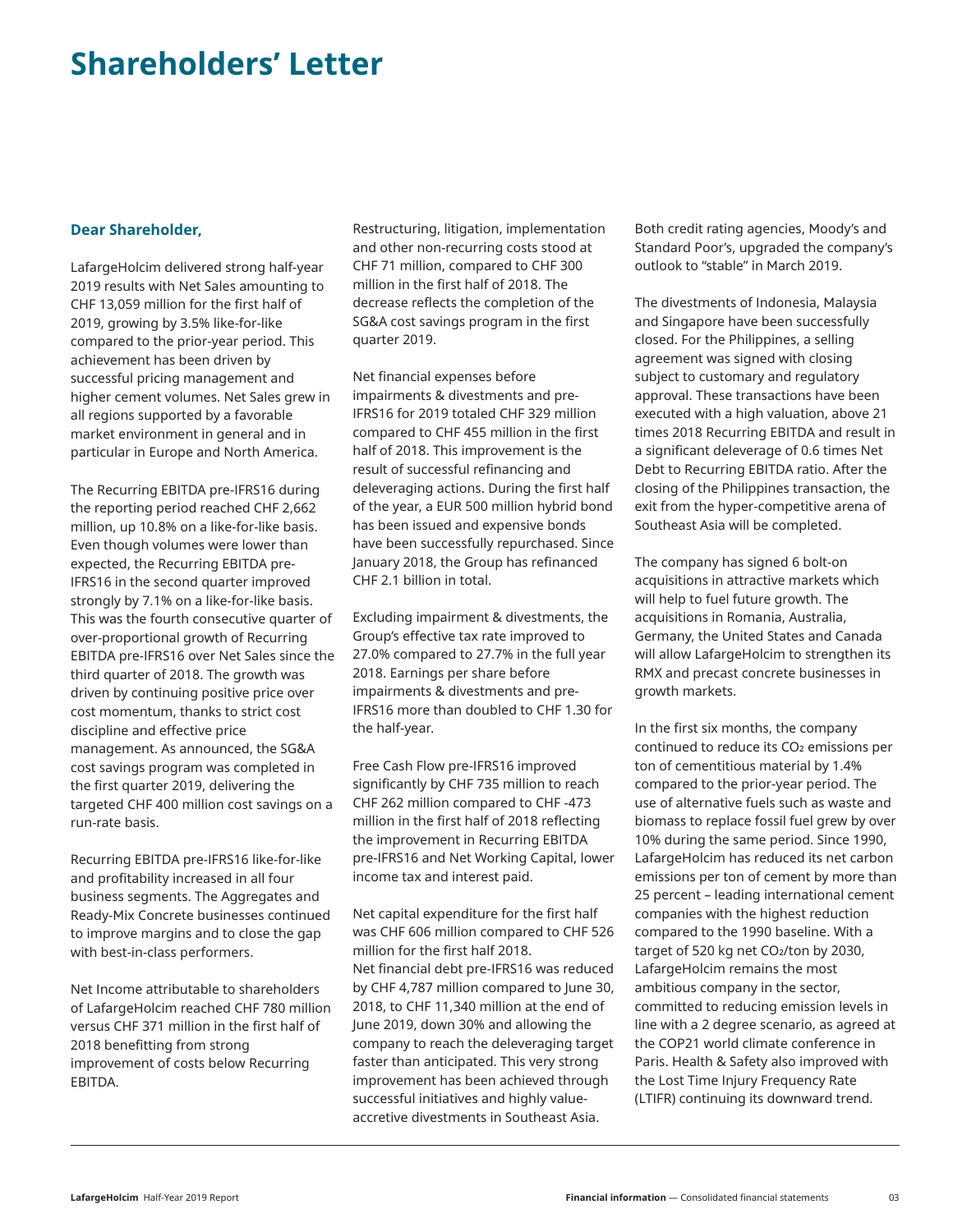# Shareholders' Letter

### Dear Shareholder,

LafargeHolcim delivered strong half-year 2019 results with Net Sales amounting to CHF 13,059 million for the first half of 2019, growing by 3.5% like-for-like compared to the prior-year period. This achievement has been driven by successful pricing management and higher cement volumes. Net Sales grew in all regions supported by a favorable market environment in general and in particular in Europe and North America.

The Recurring EBITDA pre-IFRS16 during the reporting period reached CHF 2,662 million, up 10.8% on a like-for-like basis. Even though volumes were lower than expected, the Recurring EBITDA pre-IFRS16 in the second quarter improved strongly by 7.1% on a like-for-like basis. This was the fourth consecutive quarter of over-proportional growth of Recurring EBITDA pre-IFRS16 over Net Sales since the third quarter of 2018. The growth was driven by continuing positive price over cost momentum, thanks to strict cost discipline and effective price management. As announced, the SG&A cost savings program was completed in the first quarter 2019, delivering the targeted CHF 400 million cost savings on a run-rate basis.

Recurring EBITDA pre-IFRS16 like-for-like and profitability increased in all four business segments. The Aggregates and Ready-Mix Concrete businesses continued to improve margins and to close the gap with best-in-class performers.

Net Income attributable to shareholders of LafargeHolcim reached CHF 780 million versus CHF 371 million in the first half of 2018 benefitting from strong improvement of costs below Recurring EBITDA.

Restructuring, litigation, implementation and other non-recurring costs stood at CHF 71 million, compared to CHF 300 million in the first half of 2018. The decrease reflects the completion of the SG&A cost savings program in the first quarter 2019.

Net financial expenses before impairments & divestments and pre-IFRS16 for 2019 totaled CHF 329 million compared to CHF 455 million in the first half of 2018. This improvement is the result of successful refinancing and deleveraging actions. During the first half of the year, a EUR 500 million hybrid bond has been issued and expensive bonds have been successfully repurchased. Since January 2018, the Group has refinanced CHF 2.1 billion in total.

Excluding impairment & divestments, the Group's effective tax rate improved to 27.0% compared to 27.7% in the full year 2018. Earnings per share before impairments & divestments and pre-IFRS16 more than doubled to CHF 1.30 for the half-year.

Free Cash Flow pre-IFRS16 improved significantly by CHF 735 million to reach CHF 262 million compared to CHF -473 million in the first half of 2018 reflecting the improvement in Recurring EBITDA pre-IFRS16 and Net Working Capital, lower income tax and interest paid.

Net capital expenditure for the first half was CHF 606 million compared to CHF 526 million for the first half 2018.
Net financial debt pre-IFRS16 was reduced by CHF 4,787 million compared to June 30, 2018, to CHF 11,340 million at the end of June 2019, down 30% and allowing the company to reach the deleveraging target faster than anticipated. This very strong improvement has been achieved through successful initiatives and highly value-accretive divestments in Southeast Asia.

Both credit rating agencies, Moody's and Standard Poor's, upgraded the company's outlook to "stable" in March 2019.

The divestments of Indonesia, Malaysia and Singapore have been successfully closed. For the Philippines, a selling agreement was signed with closing subject to customary and regulatory approval. These transactions have been executed with a high valuation, above 21 times 2018 Recurring EBITDA and result in a significant deleverage of 0.6 times Net Debt to Recurring EBITDA ratio. After the closing of the Philippines transaction, the exit from the hyper-competitive arena of Southeast Asia will be completed.

The company has signed 6 bolt-on acquisitions in attractive markets which will help to fuel future growth. The acquisitions in Romania, Australia, Germany, the United States and Canada will allow LafargeHolcim to strengthen its RMX and precast concrete businesses in growth markets.

In the first six months, the company continued to reduce its $CO_2$ emissions per ton of cementitious material by 1.4% compared to the prior-year period. The use of alternative fuels such as waste and biomass to replace fossil fuel grew by over 10% during the same period. Since 1990, LafargeHolcim has reduced its net carbon emissions per ton of cement by more than 25 percent – leading international cement companies with the highest reduction compared to the 1990 baseline. With a target of 520 kg net $CO_2$/ton by 2030, LafargeHolcim remains the most ambitious company in the sector, committed to reducing emission levels in line with a 2 degree scenario, as agreed at the COP21 world climate conference in Paris. Health & Safety also improved with the Lost Time Injury Frequency Rate (LTIFR) continuing its downward trend.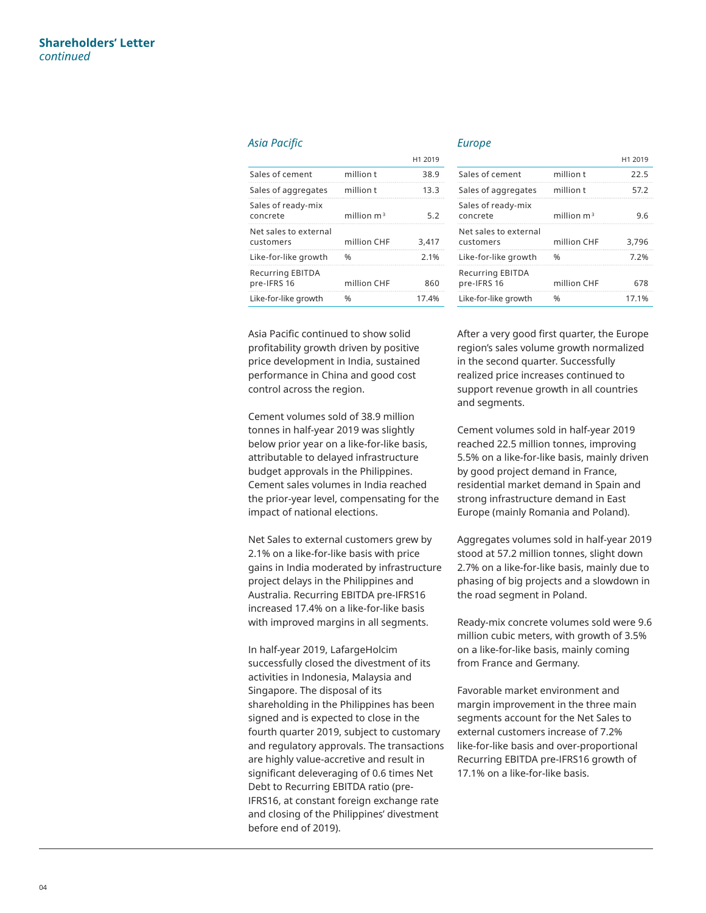## Asia Pacific

| | | H1 2019 |
|---|---|---|
| Sales of cement | million t | 38.9 |
| Sales of aggregates | million t | 13.3 |
| Sales of ready-mix concrete | million $m^3$ | 5.2 |
| Net sales to external customers | million CHF | 3,417 |
| Like-for-like growth | % | 2.1% |
| Recurring EBITDA pre-IFRS 16 | million CHF | 860 |
| Like-for-like growth | % | 17.4% |

Asia Pacific continued to show solid profitability growth driven by positive price development in India, sustained performance in China and good cost control across the region.

Cement volumes sold of 38.9 million tonnes in half-year 2019 was slightly below prior year on a like-for-like basis, attributable to delayed infrastructure budget approvals in the Philippines. Cement sales volumes in India reached the prior-year level, compensating for the impact of national elections.

Net Sales to external customers grew by 2.1% on a like-for-like basis with price gains in India moderated by infrastructure project delays in the Philippines and Australia. Recurring EBITDA pre-IFRS16 increased 17.4% on a like-for-like basis with improved margins in all segments.

In half-year 2019, LafargeHolcim successfully closed the divestment of its activities in Indonesia, Malaysia and Singapore. The disposal of its shareholding in the Philippines has been signed and is expected to close in the fourth quarter 2019, subject to customary and regulatory approvals. The transactions are highly value-accretive and result in significant deleveraging of 0.6 times Net Debt to Recurring EBITDA ratio (pre-IFRS16, at constant foreign exchange rate and closing of the Philippines' divestment before end of 2019).

## Europe

| | | H1 2019 |
|---|---|---|
| Sales of cement | million t | 22.5 |
| Sales of aggregates | million t | 57.2 |
| Sales of ready-mix concrete | million $m^3$ | 9.6 |
| Net sales to external customers | million CHF | 3,796 |
| Like-for-like growth | % | 7.2% |
| Recurring EBITDA pre-IFRS 16 | million CHF | 678 |
| Like-for-like growth | % | 17.1% |

After a very good first quarter, the Europe region's sales volume growth normalized in the second quarter. Successfully realized price increases continued to support revenue growth in all countries and segments.

Cement volumes sold in half-year 2019 reached 22.5 million tonnes, improving 5.5% on a like-for-like basis, mainly driven by good project demand in France, residential market demand in Spain and strong infrastructure demand in East Europe (mainly Romania and Poland).

Aggregates volumes sold in half-year 2019 stood at 57.2 million tonnes, slight down 2.7% on a like-for-like basis, mainly due to phasing of big projects and a slowdown in the road segment in Poland.

Ready-mix concrete volumes sold were 9.6 million cubic meters, with growth of 3.5% on a like-for-like basis, mainly coming from France and Germany.

Favorable market environment and margin improvement in the three main segments account for the Net Sales to external customers increase of 7.2% like-for-like basis and over-proportional Recurring EBITDA pre-IFRS16 growth of 17.1% on a like-for-like basis.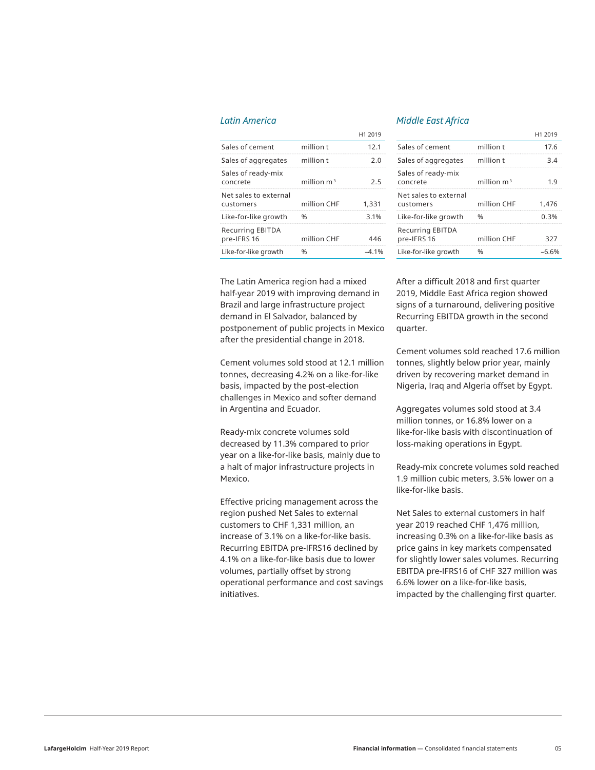### *Latin America*

| | | H1 2019 |
|---|---|---|
| Sales of cement | million t | 12.1 |
| Sales of aggregates | million t | 2.0 |
| Sales of ready-mix concrete | million $m^3$ | 2.5 |
| Net sales to external customers | million CHF | 1,331 |
| Like-for-like growth | % | 3.1% |
| Recurring EBITDA pre-IFRS 16 | million CHF | 446 |
| Like-for-like growth | % | –4.1% |

The Latin America region had a mixed half-year 2019 with improving demand in Brazil and large infrastructure project demand in El Salvador, balanced by postponement of public projects in Mexico after the presidential change in 2018.

Cement volumes sold stood at 12.1 million tonnes, decreasing 4.2% on a like-for-like basis, impacted by the post-election challenges in Mexico and softer demand in Argentina and Ecuador.

Ready-mix concrete volumes sold decreased by 11.3% compared to prior year on a like-for-like basis, mainly due to a halt of major infrastructure projects in Mexico.

Effective pricing management across the region pushed Net Sales to external customers to CHF 1,331 million, an increase of 3.1% on a like-for-like basis. Recurring EBITDA pre-IFRS16 declined by 4.1% on a like-for-like basis due to lower volumes, partially offset by strong operational performance and cost savings initiatives.

### *Middle East Africa*

| | | H1 2019 |
|---|---|---|
| Sales of cement | million t | 17.6 |
| Sales of aggregates | million t | 3.4 |
| Sales of ready-mix concrete | million $m^3$ | 1.9 |
| Net sales to external customers | million CHF | 1,476 |
| Like-for-like growth | % | 0.3% |
| Recurring EBITDA pre-IFRS 16 | million CHF | 327 |
| Like-for-like growth | % | –6.6% |

After a difficult 2018 and first quarter 2019, Middle East Africa region showed signs of a turnaround, delivering positive Recurring EBITDA growth in the second quarter.

Cement volumes sold reached 17.6 million tonnes, slightly below prior year, mainly driven by recovering market demand in Nigeria, Iraq and Algeria offset by Egypt.

Aggregates volumes sold stood at 3.4 million tonnes, or 16.8% lower on a like-for-like basis with discontinuation of loss-making operations in Egypt.

Ready-mix concrete volumes sold reached 1.9 million cubic meters, 3.5% lower on a like-for-like basis.

Net Sales to external customers in half year 2019 reached CHF 1,476 million, increasing 0.3% on a like-for-like basis as price gains in key markets compensated for slightly lower sales volumes. Recurring EBITDA pre-IFRS16 of CHF 327 million was 6.6% lower on a like-for-like basis, impacted by the challenging first quarter.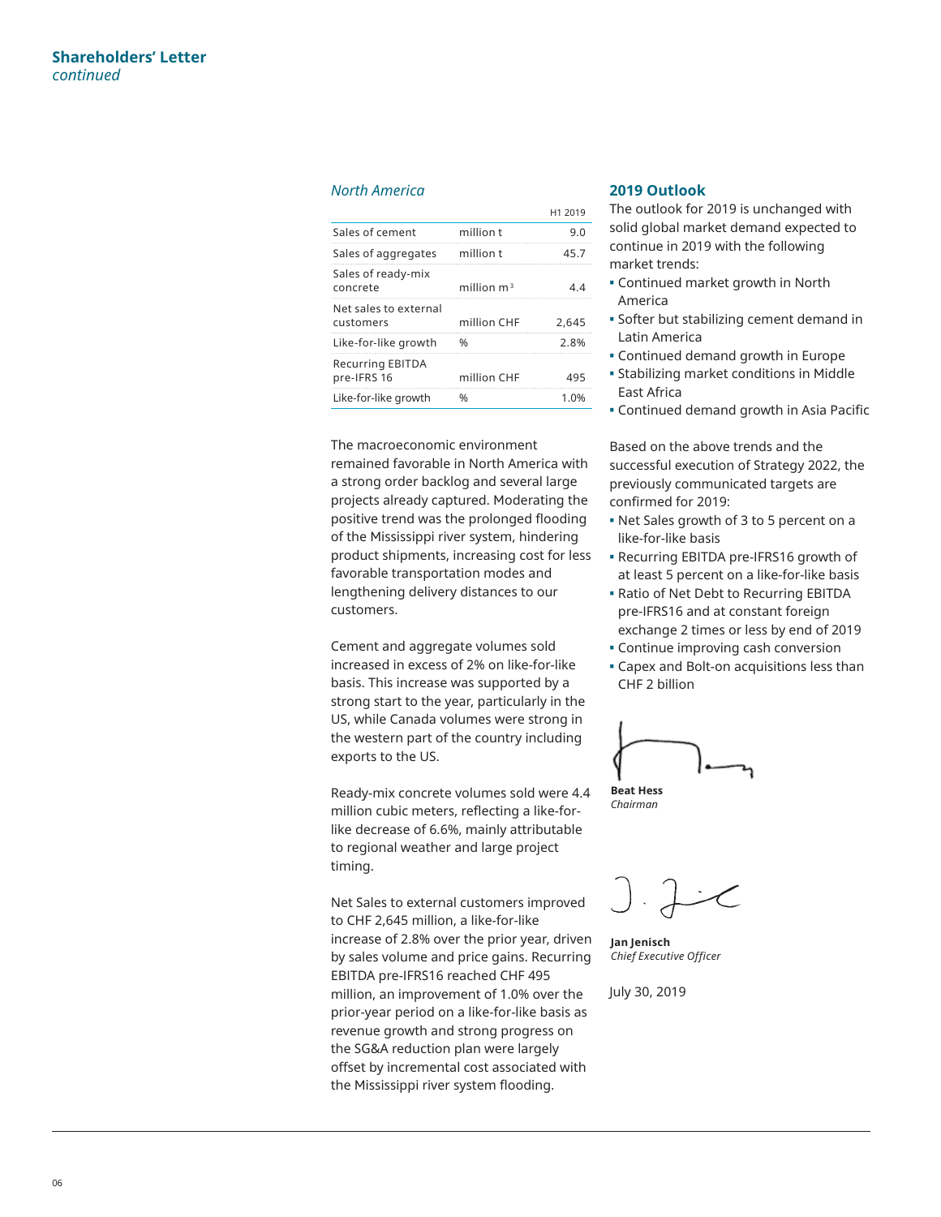## Shareholders' Letter
*continued*

### *North America*

| | | H1 2019 |
|---|---|---|
| Sales of cement | million t | 9.0 |
| Sales of aggregates | million t | 45.7 |
| Sales of ready-mix concrete | million $m^3$ | 4.4 |
| Net sales to external customers | million CHF | 2,645 |
| Like-for-like growth | % | 2.8% |
| Recurring EBITDA pre-IFRS 16 | million CHF | 495 |
| Like-for-like growth | % | 1.0% |

The macroeconomic environment remained favorable in North America with a strong order backlog and several large projects already captured. Moderating the positive trend was the prolonged flooding of the Mississippi river system, hindering product shipments, increasing cost for less favorable transportation modes and lengthening delivery distances to our customers.

Cement and aggregate volumes sold increased in excess of 2% on like-for-like basis. This increase was supported by a strong start to the year, particularly in the US, while Canada volumes were strong in the western part of the country including exports to the US.

Ready-mix concrete volumes sold were 4.4 million cubic meters, reflecting a like-for-like decrease of 6.6%, mainly attributable to regional weather and large project timing.

Net Sales to external customers improved to CHF 2,645 million, a like-for-like increase of 2.8% over the prior year, driven by sales volume and price gains. Recurring EBITDA pre-IFRS16 reached CHF 495 million, an improvement of 1.0% over the prior-year period on a like-for-like basis as revenue growth and strong progress on the SG&A reduction plan were largely offset by incremental cost associated with the Mississippi river system flooding.

## 2019 Outlook

The outlook for 2019 is unchanged with solid global market demand expected to continue in 2019 with the following market trends:

- Continued market growth in North America
- Softer but stabilizing cement demand in Latin America
- Continued demand growth in Europe
- Stabilizing market conditions in Middle East Africa
- Continued demand growth in Asia Pacific

Based on the above trends and the successful execution of Strategy 2022, the previously communicated targets are confirmed for 2019:

- Net Sales growth of 3 to 5 percent on a like-for-like basis
- Recurring EBITDA pre-IFRS16 growth of at least 5 percent on a like-for-like basis
- Ratio of Net Debt to Recurring EBITDA pre-IFRS16 and at constant foreign exchange 2 times or less by end of 2019
- Continue improving cash conversion
- Capex and Bolt-on acquisitions less than CHF 2 billion

**Beat Hess**
*Chairman*

**Jan Jenisch**
*Chief Executive Officer*

July 30, 2019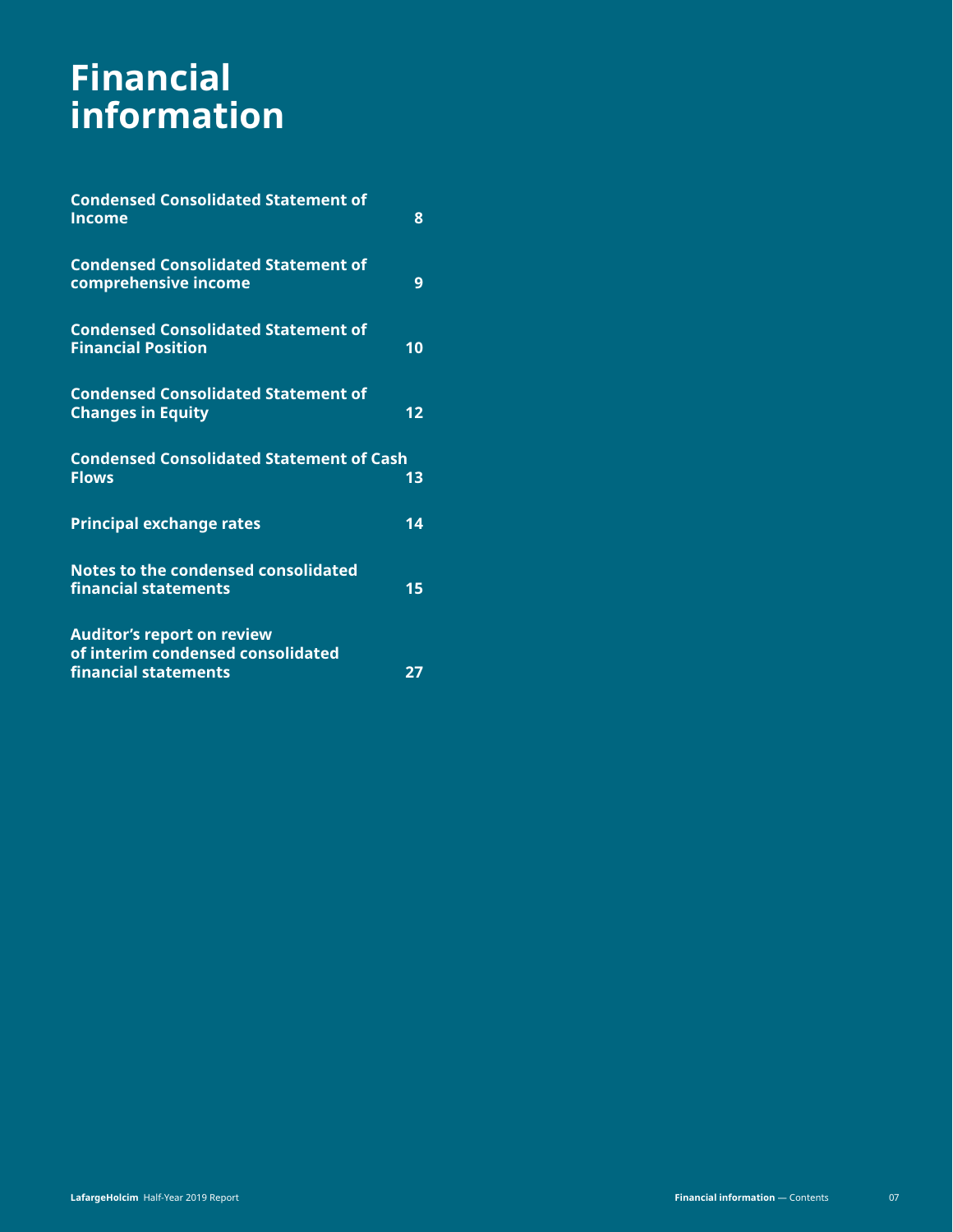# Financial information

| | |
|---|---|
| **Condensed Consolidated Statement of Income** | **8** |
| **Condensed Consolidated Statement of comprehensive income** | **9** |
| **Condensed Consolidated Statement of Financial Position** | **10** |
| **Condensed Consolidated Statement of Changes in Equity** | **12** |
| **Condensed Consolidated Statement of Cash Flows** | **13** |
| **Principal exchange rates** | **14** |
| **Notes to the condensed consolidated financial statements** | **15** |
| **Auditor's report on review of interim condensed consolidated financial statements** | **27** |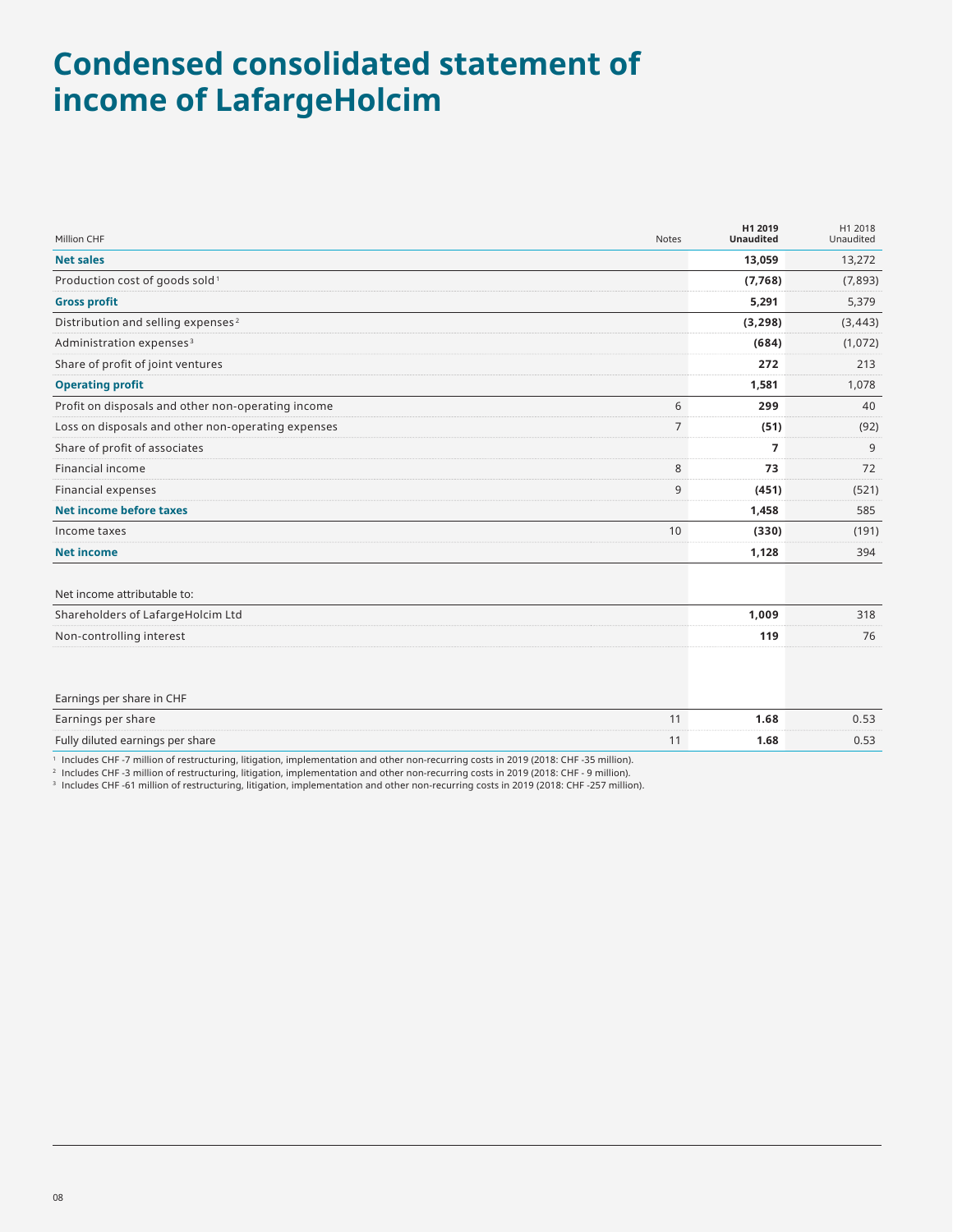# Condensed consolidated statement of income of LafargeHolcim

| Million CHF | Notes | H1 2019 Unaudited | H1 2018 Unaudited |
|---|---|---|---|
| **Net sales** | | **13,059** | 13,272 |
| Production cost of goods sold [1] | | **(7,768)** | (7,893) |
| **Gross profit** | | **5,291** | 5,379 |
| Distribution and selling expenses [2] | | **(3,298)** | (3,443) |
| Administration expenses [3] | | **(684)** | (1,072) |
| Share of profit of joint ventures | | **272** | 213 |
| **Operating profit** | | **1,581** | 1,078 |
| Profit on disposals and other non-operating income | 6 | **299** | 40 |
| Loss on disposals and other non-operating expenses | 7 | **(51)** | (92) |
| Share of profit of associates | | **7** | 9 |
| Financial income | 8 | **73** | 72 |
| Financial expenses | 9 | **(451)** | (521) |
| **Net income before taxes** | | **1,458** | 585 |
| Income taxes | 10 | **(330)** | (191) |
| **Net income** | | **1,128** | 394 |
| | | | |
| Net income attributable to: | | | |
| Shareholders of LafargeHolcim Ltd | | **1,009** | 318 |
| Non-controlling interest | | **119** | 76 |
| | | | |
| Earnings per share in CHF | | | |
| Earnings per share | 11 | **1.68** | 0.53 |
| Fully diluted earnings per share | 11 | **1.68** | 0.53 |

[1] Includes CHF -7 million of restructuring, litigation, implementation and other non-recurring costs in 2019 (2018: CHF -35 million).
[2] Includes CHF -3 million of restructuring, litigation, implementation and other non-recurring costs in 2019 (2018: CHF - 9 million).
[3] Includes CHF -61 million of restructuring, litigation, implementation and other non-recurring costs in 2019 (2018: CHF -257 million).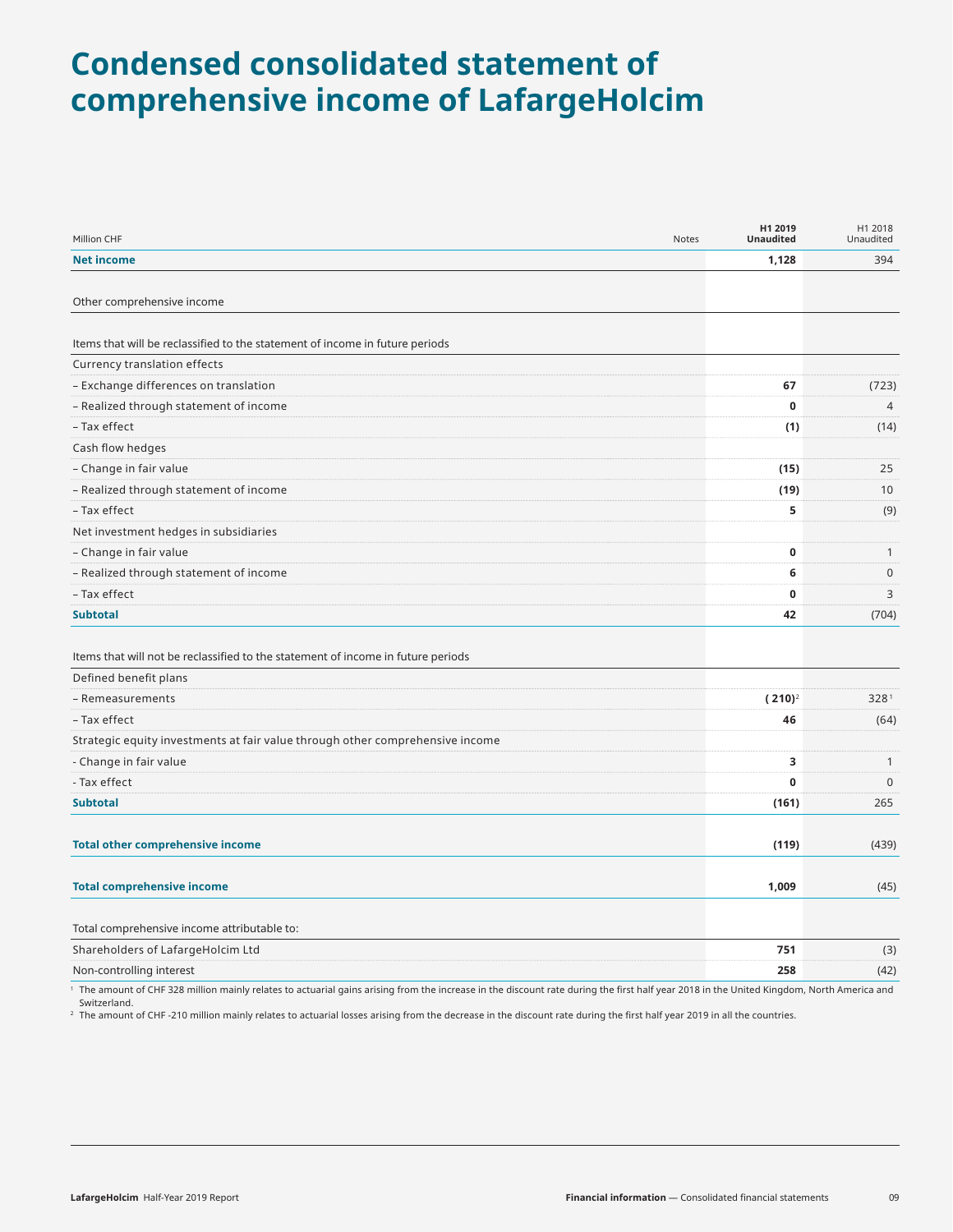# Condensed consolidated statement of comprehensive income of LafargeHolcim

| Million CHF | Notes | H1 2019 Unaudited | H1 2018 Unaudited |
|---|---|---|---|
| **Net income** | | **1,128** | 394 |
| | | | |
| Other comprehensive income | | | |
| | | | |
| Items that will be reclassified to the statement of income in future periods | | | |
| Currency translation effects | | | |
| – Exchange differences on translation | | **67** | (723) |
| – Realized through statement of income | | **0** | 4 |
| – Tax effect | | **(1)** | (14) |
| Cash flow hedges | | | |
| – Change in fair value | | **(15)** | 25 |
| – Realized through statement of income | | **(19)** | 10 |
| – Tax effect | | **5** | (9) |
| Net investment hedges in subsidiaries | | | |
| – Change in fair value | | **0** | 1 |
| – Realized through statement of income | | **6** | 0 |
| – Tax effect | | **0** | 3 |
| **Subtotal** | | **42** | (704) |
| | | | |
| Items that will not be reclassified to the statement of income in future periods | | | |
| Defined benefit plans | | | |
| – Remeasurements | | **(210)**[2] | 328[1] |
| – Tax effect | | **46** | (64) |
| Strategic equity investments at fair value through other comprehensive income | | | |
| - Change in fair value | | **3** | 1 |
| - Tax effect | | **0** | 0 |
| **Subtotal** | | **(161)** | 265 |
| | | | |
| **Total other comprehensive income** | | **(119)** | (439) |
| | | | |
| **Total comprehensive income** | | **1,009** | (45) |
| | | | |
| Total comprehensive income attributable to: | | | |
| Shareholders of LafargeHolcim Ltd | | **751** | (3) |
| Non-controlling interest | | **258** | (42) |

[1] The amount of CHF 328 million mainly relates to actuarial gains arising from the increase in the discount rate during the first half year 2018 in the United Kingdom, North America and Switzerland.

[2] The amount of CHF -210 million mainly relates to actuarial losses arising from the decrease in the discount rate during the first half year 2019 in all the countries.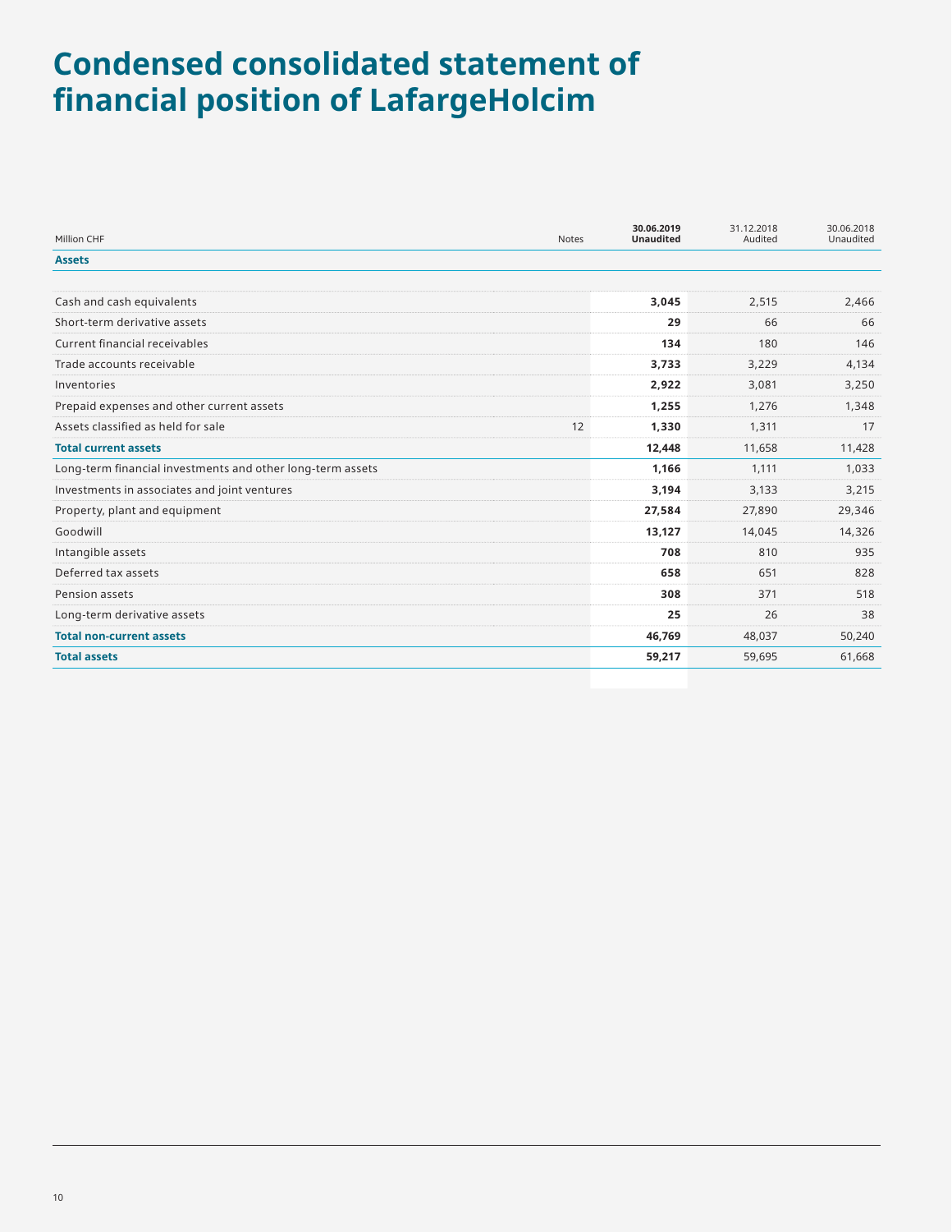# Condensed consolidated statement of financial position of LafargeHolcim

| Million CHF | Notes | **30.06.2019 Unaudited** | 31.12.2018 Audited | 30.06.2018 Unaudited |
|---|---|---|---|---|
| **Assets** | | | | |
| Cash and cash equivalents | | **3,045** | 2,515 | 2,466 |
| Short-term derivative assets | | **29** | 66 | 66 |
| Current financial receivables | | **134** | 180 | 146 |
| Trade accounts receivable | | **3,733** | 3,229 | 4,134 |
| Inventories | | **2,922** | 3,081 | 3,250 |
| Prepaid expenses and other current assets | | **1,255** | 1,276 | 1,348 |
| Assets classified as held for sale | 12 | **1,330** | 1,311 | 17 |
| **Total current assets** | | **12,448** | 11,658 | 11,428 |
| Long-term financial investments and other long-term assets | | **1,166** | 1,111 | 1,033 |
| Investments in associates and joint ventures | | **3,194** | 3,133 | 3,215 |
| Property, plant and equipment | | **27,584** | 27,890 | 29,346 |
| Goodwill | | **13,127** | 14,045 | 14,326 |
| Intangible assets | | **708** | 810 | 935 |
| Deferred tax assets | | **658** | 651 | 828 |
| Pension assets | | **308** | 371 | 518 |
| Long-term derivative assets | | **25** | 26 | 38 |
| **Total non-current assets** | | **46,769** | 48,037 | 50,240 |
| **Total assets** | | **59,217** | 59,695 | 61,668 |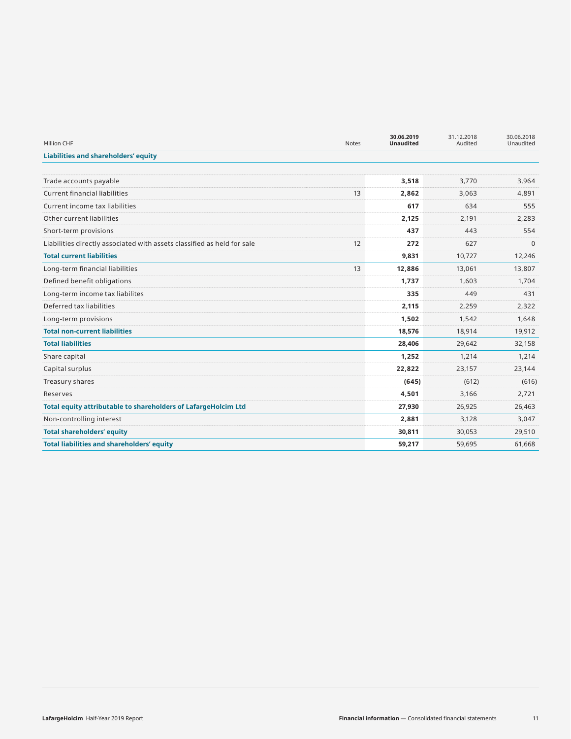| Million CHF | Notes | 30.06.2019 Unaudited | 31.12.2018 Audited | 30.06.2018 Unaudited |
|---|---|---|---|---|
| **Liabilities and shareholders' equity** | | | | |
| Trade accounts payable | | **3,518** | 3,770 | 3,964 |
| Current financial liabilities | 13 | **2,862** | 3,063 | 4,891 |
| Current income tax liabilities | | **617** | 634 | 555 |
| Other current liabilities | | **2,125** | 2,191 | 2,283 |
| Short-term provisions | | **437** | 443 | 554 |
| Liabilities directly associated with assets classified as held for sale | 12 | **272** | 627 | 0 |
| **Total current liabilities** | | **9,831** | 10,727 | 12,246 |
| Long-term financial liabilities | 13 | **12,886** | 13,061 | 13,807 |
| Defined benefit obligations | | **1,737** | 1,603 | 1,704 |
| Long-term income tax liabilites | | **335** | 449 | 431 |
| Deferred tax liabilities | | **2,115** | 2,259 | 2,322 |
| Long-term provisions | | **1,502** | 1,542 | 1,648 |
| **Total non-current liabilities** | | **18,576** | 18,914 | 19,912 |
| **Total liabilities** | | **28,406** | 29,642 | 32,158 |
| Share capital | | **1,252** | 1,214 | 1,214 |
| Capital surplus | | **22,822** | 23,157 | 23,144 |
| Treasury shares | | **(645)** | (612) | (616) |
| Reserves | | **4,501** | 3,166 | 2,721 |
| **Total equity attributable to shareholders of LafargeHolcim Ltd** | | **27,930** | 26,925 | 26,463 |
| Non-controlling interest | | **2,881** | 3,128 | 3,047 |
| **Total shareholders' equity** | | **30,811** | 30,053 | 29,510 |
| **Total liabilities and shareholders' equity** | | **59,217** | 59,695 | 61,668 |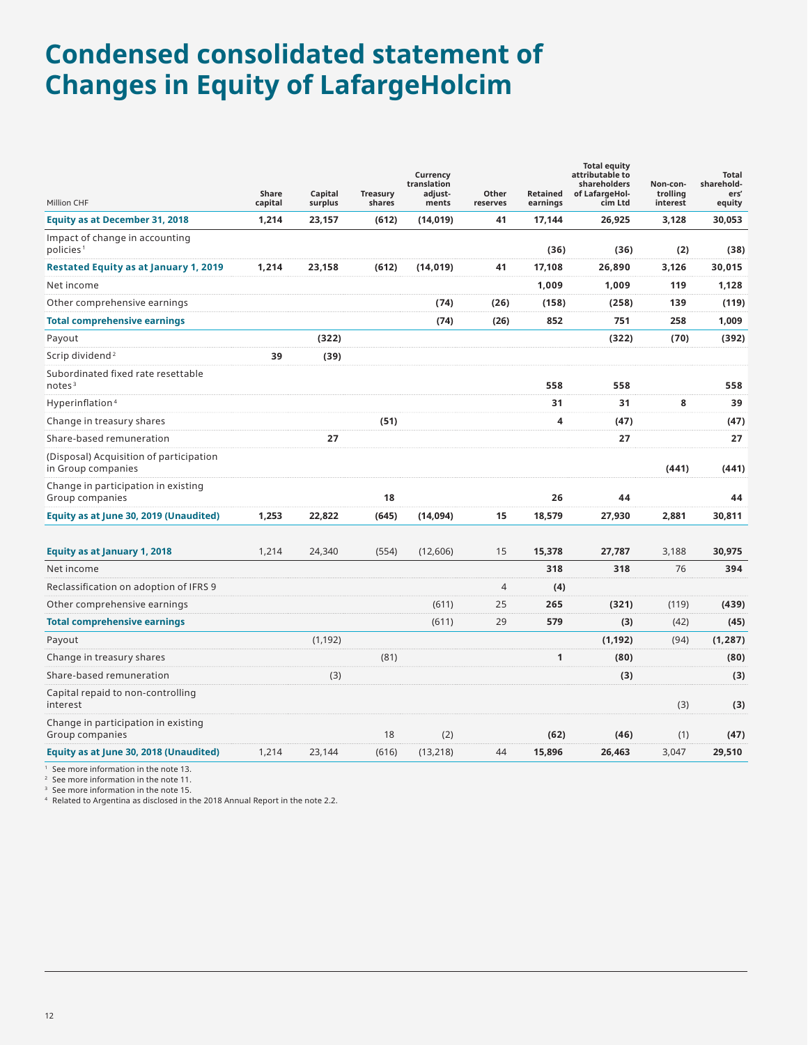# Condensed consolidated statement of Changes in Equity of LafargeHolcim

| Million CHF | Share capital | Capital surplus | Treasury shares | Currency translation adjust-ments | Other reserves | Retained earnings | Total equity attributable to shareholders of LafargeHol-cim Ltd | Non-con-trolling interest | Total sharehold-ers' equity |
|---|---|---|---|---|---|---|---|---|---|
| **Equity as at December 31, 2018** | **1,214** | **23,157** | **(612)** | **(14,019)** | **41** | **17,144** | **26,925** | **3,128** | **30,053** |
| Impact of change in accounting policies[1] | | | | | | **(36)** | **(36)** | **(2)** | **(38)** |
| **Restated Equity as at January 1, 2019** | **1,214** | **23,158** | **(612)** | **(14,019)** | **41** | **17,108** | **26,890** | **3,126** | **30,015** |
| Net income | | | | | | **1,009** | **1,009** | **119** | **1,128** |
| Other comprehensive earnings | | | | **(74)** | **(26)** | **(158)** | **(258)** | **139** | **(119)** |
| **Total comprehensive earnings** | | | | **(74)** | **(26)** | **852** | **751** | **258** | **1,009** |
| Payout | | **(322)** | | | | | **(322)** | **(70)** | **(392)** |
| Scrip dividend[2] | **39** | **(39)** | | | | | | | |
| Subordinated fixed rate resettable notes[3] | | | | | | **558** | **558** | | **558** |
| Hyperinflation[4] | | | | | | **31** | **31** | **8** | **39** |
| Change in treasury shares | | | **(51)** | | | **4** | **(47)** | | **(47)** |
| Share-based remuneration | | **27** | | | | | **27** | | **27** |
| (Disposal) Acquisition of participation in Group companies | | | | | | | | **(441)** | **(441)** |
| Change in participation in existing Group companies | | | **18** | | | **26** | **44** | | **44** |
| **Equity as at June 30, 2019 (Unaudited)** | **1,253** | **22,822** | **(645)** | **(14,094)** | **15** | **18,579** | **27,930** | **2,881** | **30,811** |
| | | | | | | | | | |
| **Equity as at January 1, 2018** | 1,214 | 24,340 | (554) | (12,606) | 15 | **15,378** | **27,787** | 3,188 | **30,975** |
| Net income | | | | | | **318** | **318** | 76 | **394** |
| Reclassification on adoption of IFRS 9 | | | | | 4 | **(4)** | | | |
| Other comprehensive earnings | | | | (611) | 25 | **265** | **(321)** | (119) | **(439)** |
| **Total comprehensive earnings** | | | | (611) | 29 | **579** | **(3)** | (42) | **(45)** |
| Payout | | (1,192) | | | | | **(1,192)** | (94) | **(1,287)** |
| Change in treasury shares | | | (81) | | | **1** | **(80)** | | **(80)** |
| Share-based remuneration | | (3) | | | | | **(3)** | | **(3)** |
| Capital repaid to non-controlling interest | | | | | | | | (3) | **(3)** |
| Change in participation in existing Group companies | | | 18 | (2) | | **(62)** | **(46)** | (1) | **(47)** |
| **Equity as at June 30, 2018 (Unaudited)** | 1,214 | 23,144 | (616) | (13,218) | 44 | **15,896** | **26,463** | 3,047 | **29,510** |

[1] See more information in the note 13.
[2] See more information in the note 11.
[3] See more information in the note 15.
[4] Related to Argentina as disclosed in the 2018 Annual Report in the note 2.2.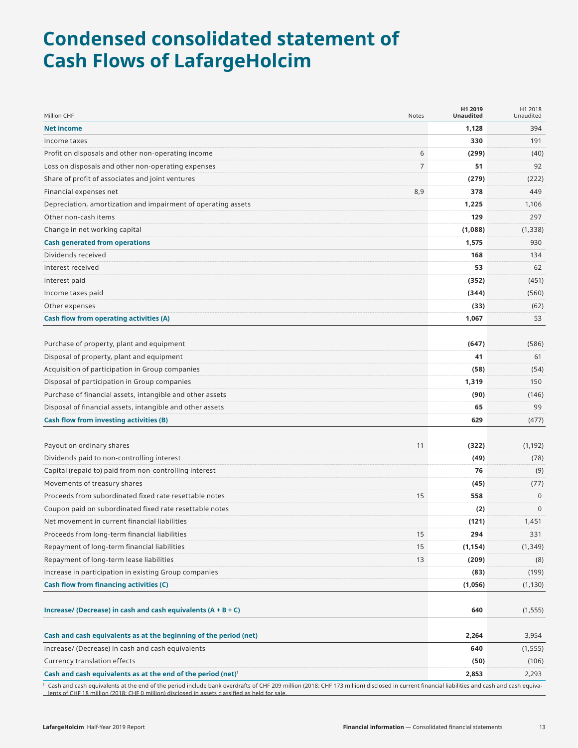# Condensed consolidated statement of Cash Flows of LafargeHolcim

| Million CHF | Notes | H1 2019 Unaudited | H1 2018 Unaudited |
|---|---|---|---|
| **Net income** | | **1,128** | 394 |
| Income taxes | | **330** | 191 |
| Profit on disposals and other non-operating income | 6 | **(299)** | (40) |
| Loss on disposals and other non-operating expenses | 7 | **51** | 92 |
| Share of profit of associates and joint ventures | | **(279)** | (222) |
| Financial expenses net | 8,9 | **378** | 449 |
| Depreciation, amortization and impairment of operating assets | | **1,225** | 1,106 |
| Other non-cash items | | **129** | 297 |
| Change in net working capital | | **(1,088)** | (1,338) |
| **Cash generated from operations** | | **1,575** | 930 |
| Dividends received | | **168** | 134 |
| Interest received | | **53** | 62 |
| Interest paid | | **(352)** | (451) |
| Income taxes paid | | **(344)** | (560) |
| Other expenses | | **(33)** | (62) |
| **Cash flow from operating activities (A)** | | **1,067** | 53 |
| | | | |
| Purchase of property, plant and equipment | | **(647)** | (586) |
| Disposal of property, plant and equipment | | **41** | 61 |
| Acquisition of participation in Group companies | | **(58)** | (54) |
| Disposal of participation in Group companies | | **1,319** | 150 |
| Purchase of financial assets, intangible and other assets | | **(90)** | (146) |
| Disposal of financial assets, intangible and other assets | | **65** | 99 |
| **Cash flow from investing activities (B)** | | **629** | (477) |
| | | | |
| Payout on ordinary shares | 11 | **(322)** | (1,192) |
| Dividends paid to non-controlling interest | | **(49)** | (78) |
| Capital (repaid to) paid from non-controlling interest | | **76** | (9) |
| Movements of treasury shares | | **(45)** | (77) |
| Proceeds from subordinated fixed rate resettable notes | 15 | **558** | 0 |
| Coupon paid on subordinated fixed rate resettable notes | | **(2)** | 0 |
| Net movement in current financial liabilities | | **(121)** | 1,451 |
| Proceeds from long-term financial liabilities | 15 | **294** | 331 |
| Repayment of long-term financial liabilities | 15 | **(1,154)** | (1,349) |
| Repayment of long-term lease liabilities | 13 | **(209)** | (8) |
| Increase in participation in existing Group companies | | **(83)** | (199) |
| **Cash flow from financing activities (C)** | | **(1,056)** | (1,130) |
| | | | |
| **Increase/ (Decrease) in cash and cash equivalents (A + B + C)** | | **640** | (1,555) |
| | | | |
| **Cash and cash equivalents as at the beginning of the period (net)** | | **2,264** | 3,954 |
| Increase/ (Decrease) in cash and cash equivalents | | **640** | (1,555) |
| Currency translation effects | | **(50)** | (106) |
| **Cash and cash equivalents as at the end of the period (net)**[1] | | **2,853** | 2,293 |

[1] Cash and cash equivalents at the end of the period include bank overdrafts of CHF 209 million (2018: CHF 173 million) disclosed in current financial liabilities and cash and cash equivalents of CHF 18 million (2018: CHF 0 million) disclosed in assets classified as held for sale.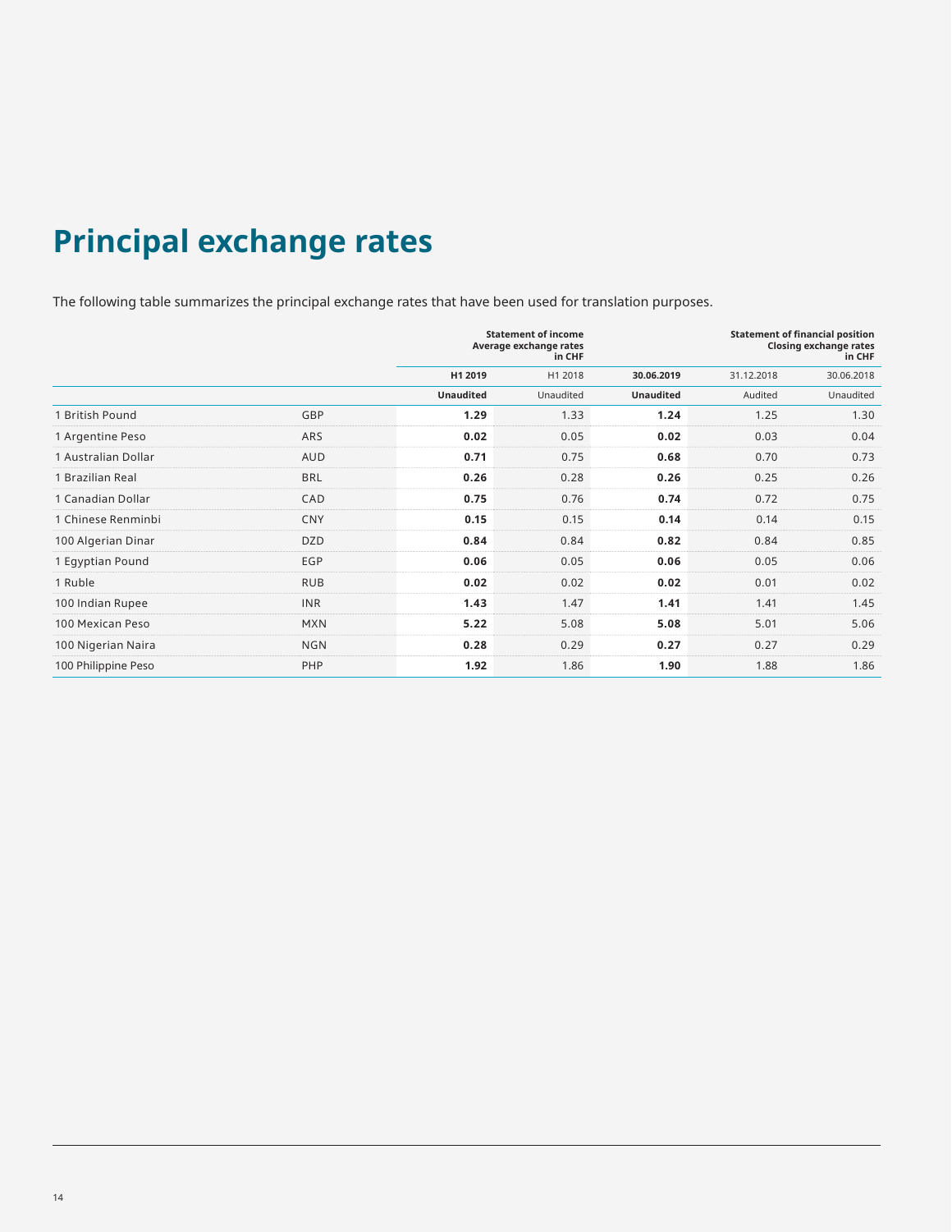# Principal exchange rates

The following table summarizes the principal exchange rates that have been used for translation purposes.

| | | Statement of income Average exchange rates in CHF | | Statement of financial position Closing exchange rates in CHF | | |
|---|---|---|---|---|---|---|
| | | **H1 2019** | H1 2018 | **30.06.2019** | 31.12.2018 | 30.06.2018 |
| | | **Unaudited** | Unaudited | **Unaudited** | Audited | Unaudited |
| 1 British Pound | GBP | **1.29** | 1.33 | **1.24** | 1.25 | 1.30 |
| 1 Argentine Peso | ARS | **0.02** | 0.05 | **0.02** | 0.03 | 0.04 |
| 1 Australian Dollar | AUD | **0.71** | 0.75 | **0.68** | 0.70 | 0.73 |
| 1 Brazilian Real | BRL | **0.26** | 0.28 | **0.26** | 0.25 | 0.26 |
| 1 Canadian Dollar | CAD | **0.75** | 0.76 | **0.74** | 0.72 | 0.75 |
| 1 Chinese Renminbi | CNY | **0.15** | 0.15 | **0.14** | 0.14 | 0.15 |
| 100 Algerian Dinar | DZD | **0.84** | 0.84 | **0.82** | 0.84 | 0.85 |
| 1 Egyptian Pound | EGP | **0.06** | 0.05 | **0.06** | 0.05 | 0.06 |
| 1 Ruble | RUB | **0.02** | 0.02 | **0.02** | 0.01 | 0.02 |
| 100 Indian Rupee | INR | **1.43** | 1.47 | **1.41** | 1.41 | 1.45 |
| 100 Mexican Peso | MXN | **5.22** | 5.08 | **5.08** | 5.01 | 5.06 |
| 100 Nigerian Naira | NGN | **0.28** | 0.29 | **0.27** | 0.27 | 0.29 |
| 100 Philippine Peso | PHP | **1.92** | 1.86 | **1.90** | 1.88 | 1.86 |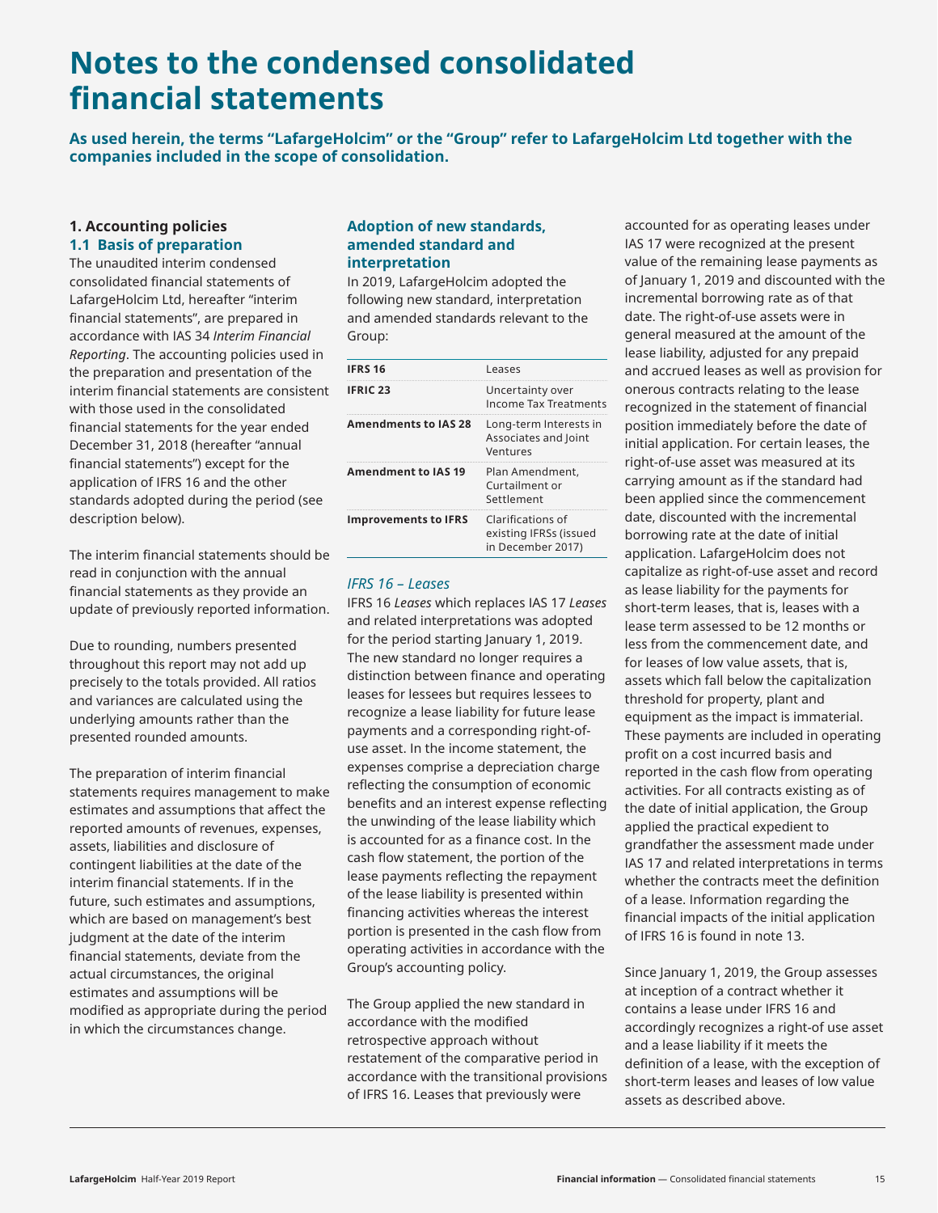# Notes to the condensed consolidated financial statements

**As used herein, the terms "LafargeHolcim" or the "Group" refer to LafargeHolcim Ltd together with the companies included in the scope of consolidation.**

### 1. Accounting policies

### 1.1 Basis of preparation

The unaudited interim condensed consolidated financial statements of LafargeHolcim Ltd, hereafter "interim financial statements", are prepared in accordance with IAS 34 *Interim Financial Reporting*. The accounting policies used in the preparation and presentation of the interim financial statements are consistent with those used in the consolidated financial statements for the year ended December 31, 2018 (hereafter "annual financial statements") except for the application of IFRS 16 and the other standards adopted during the period (see description below).

The interim financial statements should be read in conjunction with the annual financial statements as they provide an update of previously reported information.

Due to rounding, numbers presented throughout this report may not add up precisely to the totals provided. All ratios and variances are calculated using the underlying amounts rather than the presented rounded amounts.

The preparation of interim financial statements requires management to make estimates and assumptions that affect the reported amounts of revenues, expenses, assets, liabilities and disclosure of contingent liabilities at the date of the interim financial statements. If in the future, such estimates and assumptions, which are based on management's best judgment at the date of the interim financial statements, deviate from the actual circumstances, the original estimates and assumptions will be modified as appropriate during the period in which the circumstances change.

### Adoption of new standards, amended standard and interpretation

In 2019, LafargeHolcim adopted the following new standard, interpretation and amended standards relevant to the Group:

| | |
|---|---|
| **IFRS 16** | Leases |
| **IFRIC 23** | Uncertainty over Income Tax Treatments |
| **Amendments to IAS 28** | Long-term Interests in Associates and Joint Ventures |
| **Amendment to IAS 19** | Plan Amendment, Curtailment or Settlement |
| **Improvements to IFRS** | Clarifications of existing IFRSs (issued in December 2017) |

*IFRS 16 – Leases*

IFRS 16 *Leases* which replaces IAS 17 *Leases* and related interpretations was adopted for the period starting January 1, 2019. The new standard no longer requires a distinction between finance and operating leases for lessees but requires lessees to recognize a lease liability for future lease payments and a corresponding right-of-use asset. In the income statement, the expenses comprise a depreciation charge reflecting the consumption of economic benefits and an interest expense reflecting the unwinding of the lease liability which is accounted for as a finance cost. In the cash flow statement, the portion of the lease payments reflecting the repayment of the lease liability is presented within financing activities whereas the interest portion is presented in the cash flow from operating activities in accordance with the Group's accounting policy.

The Group applied the new standard in accordance with the modified retrospective approach without restatement of the comparative period in accordance with the transitional provisions of IFRS 16. Leases that previously were accounted for as operating leases under IAS 17 were recognized at the present value of the remaining lease payments as of January 1, 2019 and discounted with the incremental borrowing rate as of that date. The right-of-use assets were in general measured at the amount of the lease liability, adjusted for any prepaid and accrued leases as well as provision for onerous contracts relating to the lease recognized in the statement of financial position immediately before the date of initial application. For certain leases, the right-of-use asset was measured at its carrying amount as if the standard had been applied since the commencement date, discounted with the incremental borrowing rate at the date of initial application. LafargeHolcim does not capitalize as right-of-use asset and record as lease liability for the payments for short-term leases, that is, leases with a lease term assessed to be 12 months or less from the commencement date, and for leases of low value assets, that is, assets which fall below the capitalization threshold for property, plant and equipment as the impact is immaterial. These payments are included in operating profit on a cost incurred basis and reported in the cash flow from operating activities. For all contracts existing as of the date of initial application, the Group applied the practical expedient to grandfather the assessment made under IAS 17 and related interpretations in terms whether the contracts meet the definition of a lease. Information regarding the financial impacts of the initial application of IFRS 16 is found in note 13.

Since January 1, 2019, the Group assesses at inception of a contract whether it contains a lease under IFRS 16 and accordingly recognizes a right-of use asset and a lease liability if it meets the definition of a lease, with the exception of short-term leases and leases of low value assets as described above.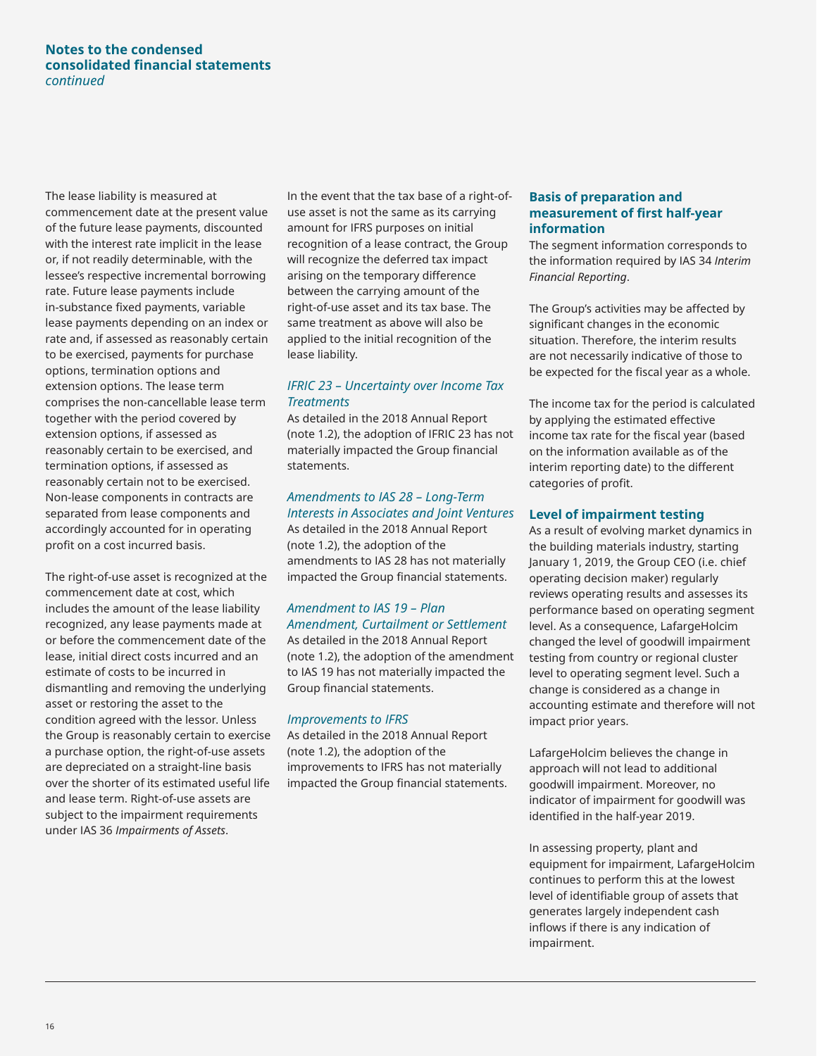The lease liability is measured at commencement date at the present value of the future lease payments, discounted with the interest rate implicit in the lease or, if not readily determinable, with the lessee's respective incremental borrowing rate. Future lease payments include in-substance fixed payments, variable lease payments depending on an index or rate and, if assessed as reasonably certain to be exercised, payments for purchase options, termination options and extension options. The lease term comprises the non-cancellable lease term together with the period covered by extension options, if assessed as reasonably certain to be exercised, and termination options, if assessed as reasonably certain not to be exercised. Non-lease components in contracts are separated from lease components and accordingly accounted for in operating profit on a cost incurred basis.

The right-of-use asset is recognized at the commencement date at cost, which includes the amount of the lease liability recognized, any lease payments made at or before the commencement date of the lease, initial direct costs incurred and an estimate of costs to be incurred in dismantling and removing the underlying asset or restoring the asset to the condition agreed with the lessor. Unless the Group is reasonably certain to exercise a purchase option, the right-of-use assets are depreciated on a straight-line basis over the shorter of its estimated useful life and lease term. Right-of-use assets are subject to the impairment requirements under IAS 36 *Impairments of Assets*.

In the event that the tax base of a right-of-use asset is not the same as its carrying amount for IFRS purposes on initial recognition of a lease contract, the Group will recognize the deferred tax impact arising on the temporary difference between the carrying amount of the right-of-use asset and its tax base. The same treatment as above will also be applied to the initial recognition of the lease liability.

*IFRIC 23 – Uncertainty over Income Tax Treatments*

As detailed in the 2018 Annual Report (note 1.2), the adoption of IFRIC 23 has not materially impacted the Group financial statements.

*Amendments to IAS 28 – Long-Term Interests in Associates and Joint Ventures*

As detailed in the 2018 Annual Report (note 1.2), the adoption of the amendments to IAS 28 has not materially impacted the Group financial statements.

*Amendment to IAS 19 – Plan Amendment, Curtailment or Settlement*

As detailed in the 2018 Annual Report (note 1.2), the adoption of the amendment to IAS 19 has not materially impacted the Group financial statements.

*Improvements to IFRS*

As detailed in the 2018 Annual Report (note 1.2), the adoption of the improvements to IFRS has not materially impacted the Group financial statements.

## Basis of preparation and measurement of first half-year information

The segment information corresponds to the information required by IAS 34 *Interim Financial Reporting*.

The Group's activities may be affected by significant changes in the economic situation. Therefore, the interim results are not necessarily indicative of those to be expected for the fiscal year as a whole.

The income tax for the period is calculated by applying the estimated effective income tax rate for the fiscal year (based on the information available as of the interim reporting date) to the different categories of profit.

## Level of impairment testing

As a result of evolving market dynamics in the building materials industry, starting January 1, 2019, the Group CEO (i.e. chief operating decision maker) regularly reviews operating results and assesses its performance based on operating segment level. As a consequence, LafargeHolcim changed the level of goodwill impairment testing from country or regional cluster level to operating segment level. Such a change is considered as a change in accounting estimate and therefore will not impact prior years.

LafargeHolcim believes the change in approach will not lead to additional goodwill impairment. Moreover, no indicator of impairment for goodwill was identified in the half-year 2019.

In assessing property, plant and equipment for impairment, LafargeHolcim continues to perform this at the lowest level of identifiable group of assets that generates largely independent cash inflows if there is any indication of impairment.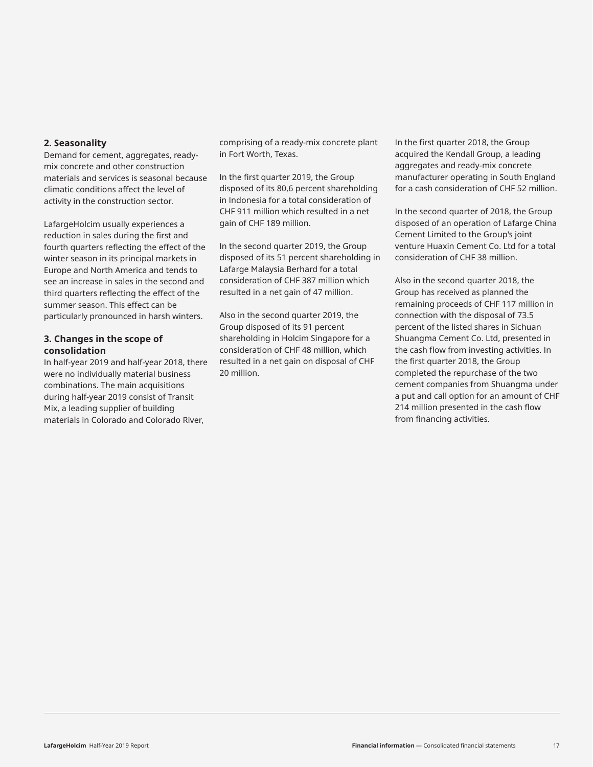## 2. Seasonality

Demand for cement, aggregates, ready-mix concrete and other construction materials and services is seasonal because climatic conditions affect the level of activity in the construction sector.

LafargeHolcim usually experiences a reduction in sales during the first and fourth quarters reflecting the effect of the winter season in its principal markets in Europe and North America and tends to see an increase in sales in the second and third quarters reflecting the effect of the summer season. This effect can be particularly pronounced in harsh winters.

## 3. Changes in the scope of consolidation

In half-year 2019 and half-year 2018, there were no individually material business combinations. The main acquisitions during half-year 2019 consist of Transit Mix, a leading supplier of building materials in Colorado and Colorado River, comprising of a ready-mix concrete plant in Fort Worth, Texas.

In the first quarter 2019, the Group disposed of its 80,6 percent shareholding in Indonesia for a total consideration of CHF 911 million which resulted in a net gain of CHF 189 million.

In the second quarter 2019, the Group disposed of its 51 percent shareholding in Lafarge Malaysia Berhard for a total consideration of CHF 387 million which resulted in a net gain of 47 million.

Also in the second quarter 2019, the Group disposed of its 91 percent shareholding in Holcim Singapore for a consideration of CHF 48 million, which resulted in a net gain on disposal of CHF 20 million.

In the first quarter 2018, the Group acquired the Kendall Group, a leading aggregates and ready-mix concrete manufacturer operating in South England for a cash consideration of CHF 52 million.

In the second quarter of 2018, the Group disposed of an operation of Lafarge China Cement Limited to the Group's joint venture Huaxin Cement Co. Ltd for a total consideration of CHF 38 million.

Also in the second quarter 2018, the Group has received as planned the remaining proceeds of CHF 117 million in connection with the disposal of 73.5 percent of the listed shares in Sichuan Shuangma Cement Co. Ltd, presented in the cash flow from investing activities. In the first quarter 2018, the Group completed the repurchase of the two cement companies from Shuangma under a put and call option for an amount of CHF 214 million presented in the cash flow from financing activities.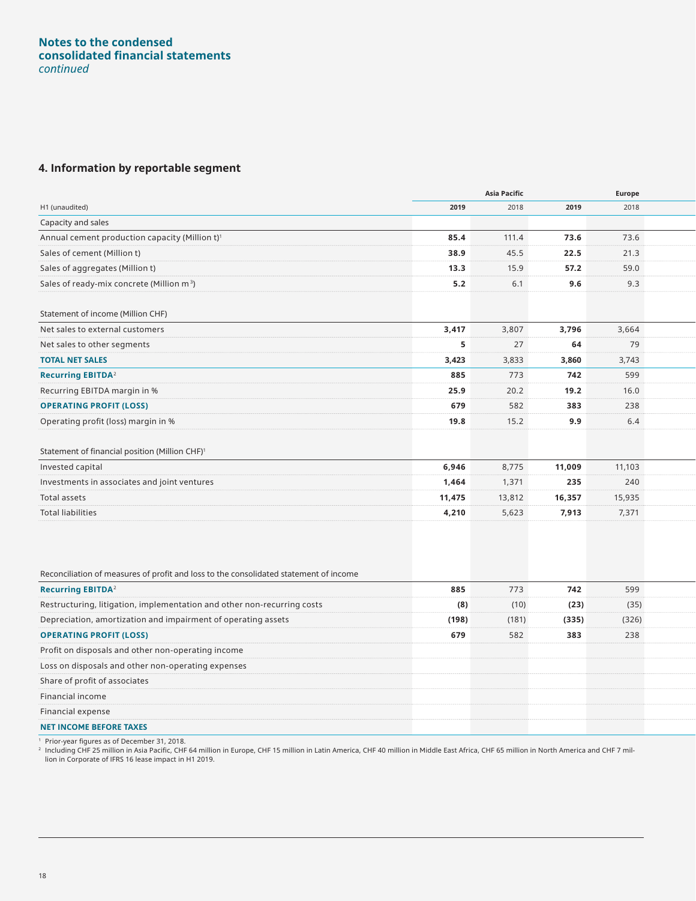# Notes to the condensed consolidated financial statements
*continued*

## 4. Information by reportable segment

| | Asia Pacific | | Europe | |
|---|---|---|---|---|
| H1 (unaudited) | **2019** | 2018 | **2019** | 2018 |
| Capacity and sales | | | | |
| Annual cement production capacity (Million t)[1] | **85.4** | 111.4 | **73.6** | 73.6 |
| Sales of cement (Million t) | **38.9** | 45.5 | **22.5** | 21.3 |
| Sales of aggregates (Million t) | **13.3** | 15.9 | **57.2** | 59.0 |
| Sales of ready-mix concrete (Million $m^3$) | **5.2** | 6.1 | **9.6** | 9.3 |
| Statement of income (Million CHF) | | | | |
| Net sales to external customers | **3,417** | 3,807 | **3,796** | 3,664 |
| Net sales to other segments | **5** | 27 | **64** | 79 |
| **TOTAL NET SALES** | **3,423** | 3,833 | **3,860** | 3,743 |
| **Recurring EBITDA**[2] | **885** | 773 | **742** | 599 |
| Recurring EBITDA margin in % | **25.9** | 20.2 | **19.2** | 16.0 |
| **OPERATING PROFIT (LOSS)** | **679** | 582 | **383** | 238 |
| Operating profit (loss) margin in % | **19.8** | 15.2 | **9.9** | 6.4 |
| Statement of financial position (Million CHF)[1] | | | | |
| Invested capital | **6,946** | 8,775 | **11,009** | 11,103 |
| Investments in associates and joint ventures | **1,464** | 1,371 | **235** | 240 |
| Total assets | **11,475** | 13,812 | **16,357** | 15,935 |
| Total liabilities | **4,210** | 5,623 | **7,913** | 7,371 |
| Reconciliation of measures of profit and loss to the consolidated statement of income | | | | |
| **Recurring EBITDA**[2] | **885** | 773 | **742** | 599 |
| Restructuring, litigation, implementation and other non-recurring costs | **(8)** | (10) | **(23)** | (35) |
| Depreciation, amortization and impairment of operating assets | **(198)** | (181) | **(335)** | (326) |
| **OPERATING PROFIT (LOSS)** | **679** | 582 | **383** | 238 |
| Profit on disposals and other non-operating income | | | | |
| Loss on disposals and other non-operating expenses | | | | |
| Share of profit of associates | | | | |
| Financial income | | | | |
| Financial expense | | | | |
| **NET INCOME BEFORE TAXES** | | | | |

[1] Prior-year figures as of December 31, 2018.
[2] Including CHF 25 million in Asia Pacific, CHF 64 million in Europe, CHF 15 million in Latin America, CHF 40 million in Middle East Africa, CHF 65 million in North America and CHF 7 million in Corporate of IFRS 16 lease impact in H1 2019.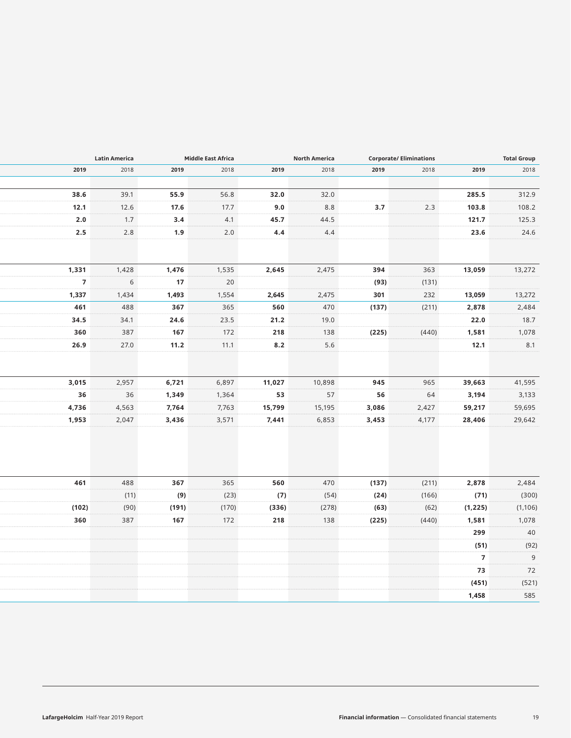| Latin America | | Middle East Africa | | North America | | Corporate/ Eliminations | | Total Group | |
|---|---|---|---|---|---|---|---|---|---|
| **2019** | 2018 | **2019** | 2018 | **2019** | 2018 | **2019** | 2018 | **2019** | 2018 |
| | | | | | | | | | |
| **38.6** | 39.1 | **55.9** | 56.8 | **32.0** | 32.0 | | | **285.5** | 312.9 |
| **12.1** | 12.6 | **17.6** | 17.7 | **9.0** | 8.8 | **3.7** | 2.3 | **103.8** | 108.2 |
| **2.0** | 1.7 | **3.4** | 4.1 | **45.7** | 44.5 | | | **121.7** | 125.3 |
| **2.5** | 2.8 | **1.9** | 2.0 | **4.4** | 4.4 | | | **23.6** | 24.6 |
| | | | | | | | | | |
| **1,331** | 1,428 | **1,476** | 1,535 | **2,645** | 2,475 | **394** | 363 | **13,059** | 13,272 |
| **7** | 6 | **17** | 20 | | | **(93)** | (131) | | |
| **1,337** | 1,434 | **1,493** | 1,554 | **2,645** | 2,475 | **301** | 232 | **13,059** | 13,272 |
| **461** | 488 | **367** | 365 | **560** | 470 | **(137)** | (211) | **2,878** | 2,484 |
| **34.5** | 34.1 | **24.6** | 23.5 | **21.2** | 19.0 | | | **22.0** | 18.7 |
| **360** | 387 | **167** | 172 | **218** | 138 | **(225)** | (440) | **1,581** | 1,078 |
| **26.9** | 27.0 | **11.2** | 11.1 | **8.2** | 5.6 | | | **12.1** | 8.1 |
| | | | | | | | | | |
| **3,015** | 2,957 | **6,721** | 6,897 | **11,027** | 10,898 | **945** | 965 | **39,663** | 41,595 |
| **36** | 36 | **1,349** | 1,364 | **53** | 57 | **56** | 64 | **3,194** | 3,133 |
| **4,736** | 4,563 | **7,764** | 7,763 | **15,799** | 15,195 | **3,086** | 2,427 | **59,217** | 59,695 |
| **1,953** | 2,047 | **3,436** | 3,571 | **7,441** | 6,853 | **3,453** | 4,177 | **28,406** | 29,642 |
| | | | | | | | | | |
| **461** | 488 | **367** | 365 | **560** | 470 | **(137)** | (211) | **2,878** | 2,484 |
| | (11) | **(9)** | (23) | **(7)** | (54) | **(24)** | (166) | **(71)** | (300) |
| **(102)** | (90) | **(191)** | (170) | **(336)** | (278) | **(63)** | (62) | **(1,225)** | (1,106) |
| **360** | 387 | **167** | 172 | **218** | 138 | **(225)** | (440) | **1,581** | 1,078 |
| | | | | | | | | **299** | 40 |
| | | | | | | | | **(51)** | (92) |
| | | | | | | | | **7** | 9 |
| | | | | | | | | **73** | 72 |
| | | | | | | | | **(451)** | (521) |
| | | | | | | | | **1,458** | 585 |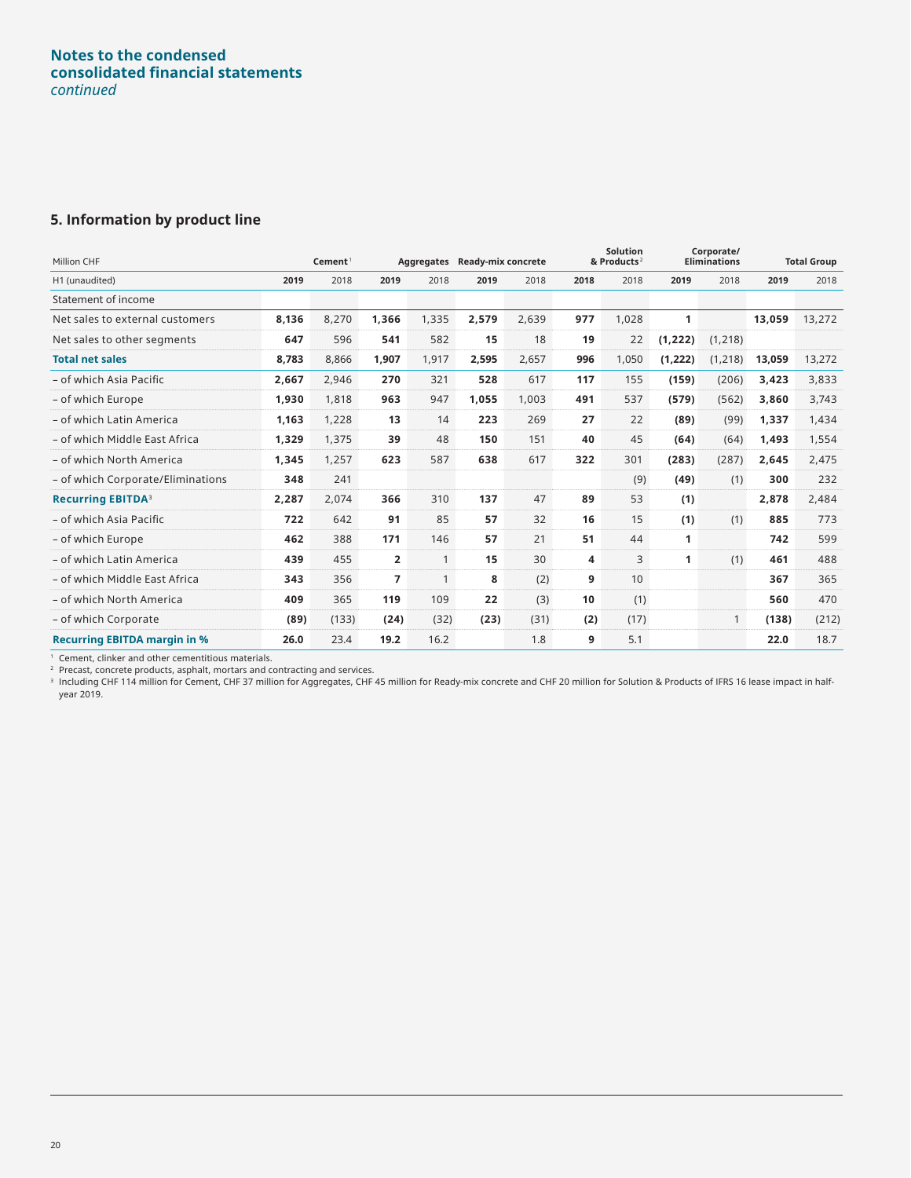## Notes to the condensed consolidated financial statements
*continued*

### 5. Information by product line

| Million CHF | Cement[1] | | Aggregates | | Ready-mix concrete | | Solution & Products[2] | | Corporate/ Eliminations | | Total Group | |
|---|---|---|---|---|---|---|---|---|---|---|---|---|
| H1 (unaudited) | **2019** | 2018 | **2019** | 2018 | **2019** | 2018 | **2018** | 2018 | **2019** | 2018 | **2019** | 2018 |
| Statement of income | | | | | | | | | | | | |
| Net sales to external customers | **8,136** | 8,270 | **1,366** | 1,335 | **2,579** | 2,639 | **977** | 1,028 | **1** | | **13,059** | 13,272 |
| Net sales to other segments | **647** | 596 | **541** | 582 | **15** | 18 | **19** | 22 | **(1,222)** | (1,218) | | |
| **Total net sales** | **8,783** | 8,866 | **1,907** | 1,917 | **2,595** | 2,657 | **996** | 1,050 | **(1,222)** | (1,218) | **13,059** | 13,272 |
| – of which Asia Pacific | **2,667** | 2,946 | **270** | 321 | **528** | 617 | **117** | 155 | **(159)** | (206) | **3,423** | 3,833 |
| – of which Europe | **1,930** | 1,818 | **963** | 947 | **1,055** | 1,003 | **491** | 537 | **(579)** | (562) | **3,860** | 3,743 |
| – of which Latin America | **1,163** | 1,228 | **13** | 14 | **223** | 269 | **27** | 22 | **(89)** | (99) | **1,337** | 1,434 |
| – of which Middle East Africa | **1,329** | 1,375 | **39** | 48 | **150** | 151 | **40** | 45 | **(64)** | (64) | **1,493** | 1,554 |
| – of which North America | **1,345** | 1,257 | **623** | 587 | **638** | 617 | **322** | 301 | **(283)** | (287) | **2,645** | 2,475 |
| – of which Corporate/Eliminations | **348** | 241 | | | | | | (9) | **(49)** | (1) | **300** | 232 |
| **Recurring EBITDA**[3] | **2,287** | 2,074 | **366** | 310 | **137** | 47 | **89** | 53 | **(1)** | | **2,878** | 2,484 |
| – of which Asia Pacific | **722** | 642 | **91** | 85 | **57** | 32 | **16** | 15 | **(1)** | (1) | **885** | 773 |
| – of which Europe | **462** | 388 | **171** | 146 | **57** | 21 | **51** | 44 | **1** | | **742** | 599 |
| – of which Latin America | **439** | 455 | **2** | 1 | **15** | 30 | **4** | 3 | **1** | (1) | **461** | 488 |
| – of which Middle East Africa | **343** | 356 | **7** | 1 | **8** | (2) | **9** | 10 | | | **367** | 365 |
| – of which North America | **409** | 365 | **119** | 109 | **22** | (3) | **10** | (1) | | | **560** | 470 |
| – of which Corporate | **(89)** | (133) | **(24)** | (32) | **(23)** | (31) | **(2)** | (17) | | 1 | **(138)** | (212) |
| **Recurring EBITDA margin in %** | **26.0** | 23.4 | **19.2** | 16.2 | | 1.8 | **9** | 5.1 | | | **22.0** | 18.7 |

[1] Cement, clinker and other cementitious materials.
[2] Precast, concrete products, asphalt, mortars and contracting and services.
[3] Including CHF 114 million for Cement, CHF 37 million for Aggregates, CHF 45 million for Ready-mix concrete and CHF 20 million for Solution & Products of IFRS 16 lease impact in half-year 2019.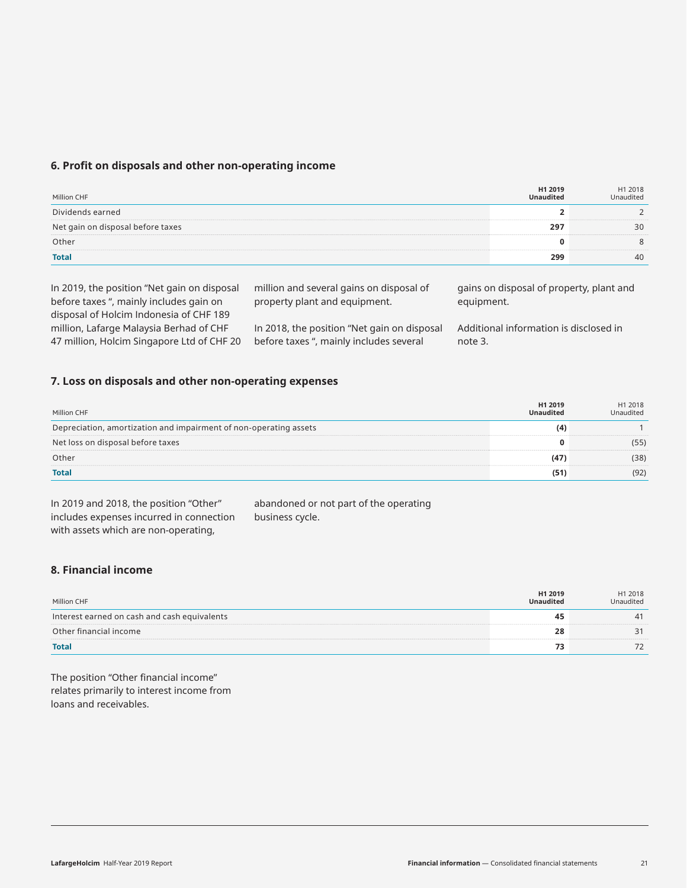## 6. Profit on disposals and other non-operating income

| Million CHF | H1 2019 Unaudited | H1 2018 Unaudited |
|---|---|---|
| Dividends earned | **2** | 2 |
| Net gain on disposal before taxes | **297** | 30 |
| Other | **0** | 8 |
| **Total** | **299** | 40 |

In 2019, the position "Net gain on disposal before taxes ", mainly includes gain on disposal of Holcim Indonesia of CHF 189 million, Lafarge Malaysia Berhad of CHF 47 million, Holcim Singapore Ltd of CHF 20 million and several gains on disposal of property plant and equipment.

In 2018, the position "Net gain on disposal before taxes ", mainly includes several gains on disposal of property, plant and equipment.

Additional information is disclosed in note 3.

## 7. Loss on disposals and other non-operating expenses

| Million CHF | H1 2019 Unaudited | H1 2018 Unaudited |
|---|---|---|
| Depreciation, amortization and impairment of non-operating assets | **(4)** | 1 |
| Net loss on disposal before taxes | **0** | (55) |
| Other | **(47)** | (38) |
| **Total** | **(51)** | (92) |

In 2019 and 2018, the position "Other" includes expenses incurred in connection with assets which are non-operating, abandoned or not part of the operating business cycle.

## 8. Financial income

| Million CHF | H1 2019 Unaudited | H1 2018 Unaudited |
|---|---|---|
| Interest earned on cash and cash equivalents | **45** | 41 |
| Other financial income | **28** | 31 |
| **Total** | **73** | 72 |

The position "Other financial income" relates primarily to interest income from loans and receivables.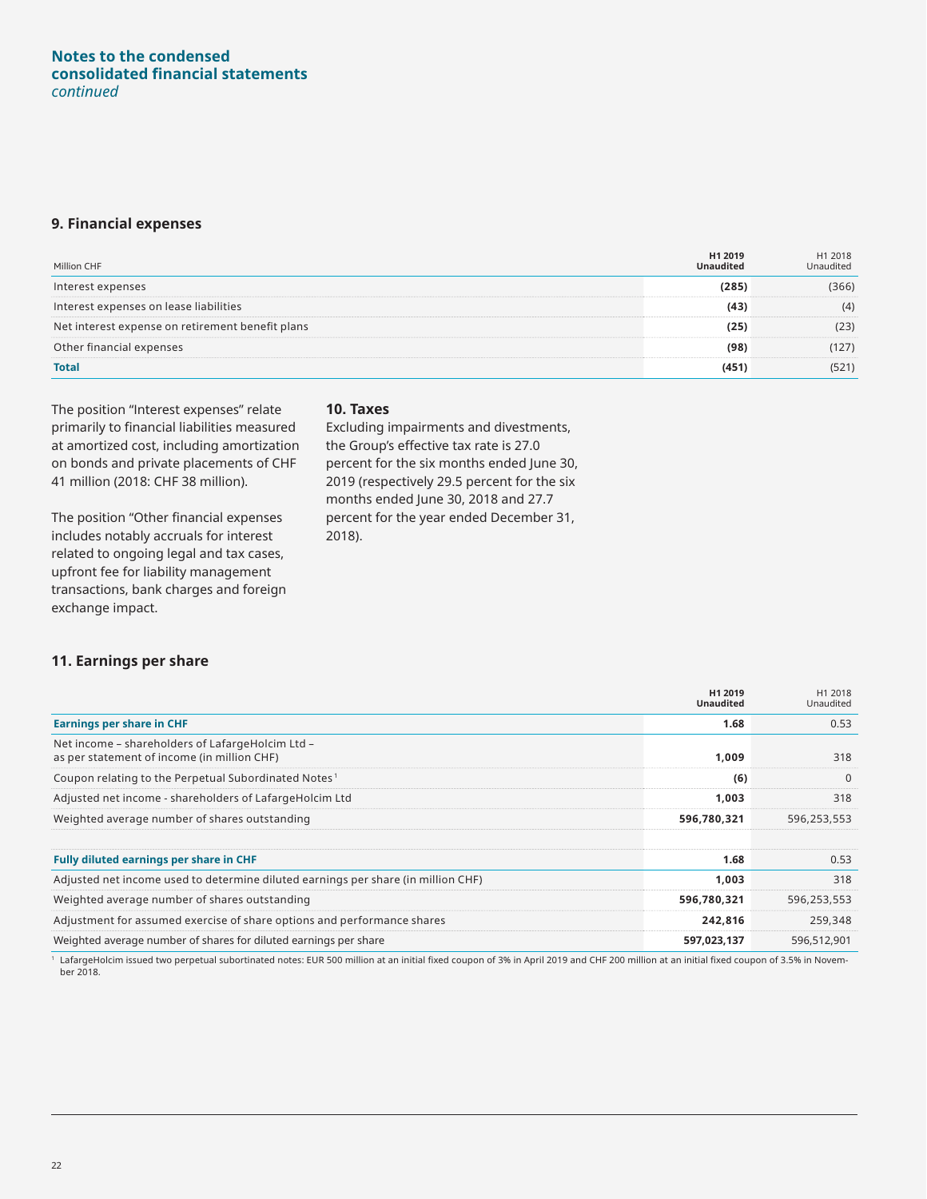## Notes to the condensed consolidated financial statements

*continued*

### 9. Financial expenses

| Million CHF | H1 2019 Unaudited | H1 2018 Unaudited |
|---|---|---|
| Interest expenses | **(285)** | (366) |
| Interest expenses on lease liabilities | **(43)** | (4) |
| Net interest expense on retirement benefit plans | **(25)** | (23) |
| Other financial expenses | **(98)** | (127) |
| **Total** | **(451)** | (521) |

The position "Interest expenses" relate primarily to financial liabilities measured at amortized cost, including amortization on bonds and private placements of CHF 41 million (2018: CHF 38 million).

The position "Other financial expenses includes notably accruals for interest related to ongoing legal and tax cases, upfront fee for liability management transactions, bank charges and foreign exchange impact.

### 10. Taxes

Excluding impairments and divestments, the Group's effective tax rate is 27.0 percent for the six months ended June 30, 2019 (respectively 29.5 percent for the six months ended June 30, 2018 and 27.7 percent for the year ended December 31, 2018).

### 11. Earnings per share

| | H1 2019 Unaudited | H1 2018 Unaudited |
|---|---|---|
| **Earnings per share in CHF** | **1.68** | 0.53 |
| Net income – shareholders of LafargeHolcim Ltd – as per statement of income (in million CHF) | **1,009** | 318 |
| Coupon relating to the Perpetual Subordinated Notes [1] | **(6)** | 0 |
| Adjusted net income - shareholders of LafargeHolcim Ltd | **1,003** | 318 |
| Weighted average number of shares outstanding | **596,780,321** | 596,253,553 |
| | | |
| **Fully diluted earnings per share in CHF** | **1.68** | 0.53 |
| Adjusted net income used to determine diluted earnings per share (in million CHF) | **1,003** | 318 |
| Weighted average number of shares outstanding | **596,780,321** | 596,253,553 |
| Adjustment for assumed exercise of share options and performance shares | **242,816** | 259,348 |
| Weighted average number of shares for diluted earnings per share | **597,023,137** | 596,512,901 |

[1] LafargeHolcim issued two perpetual subortinated notes: EUR 500 million at an initial fixed coupon of 3% in April 2019 and CHF 200 million at an initial fixed coupon of 3.5% in November 2018.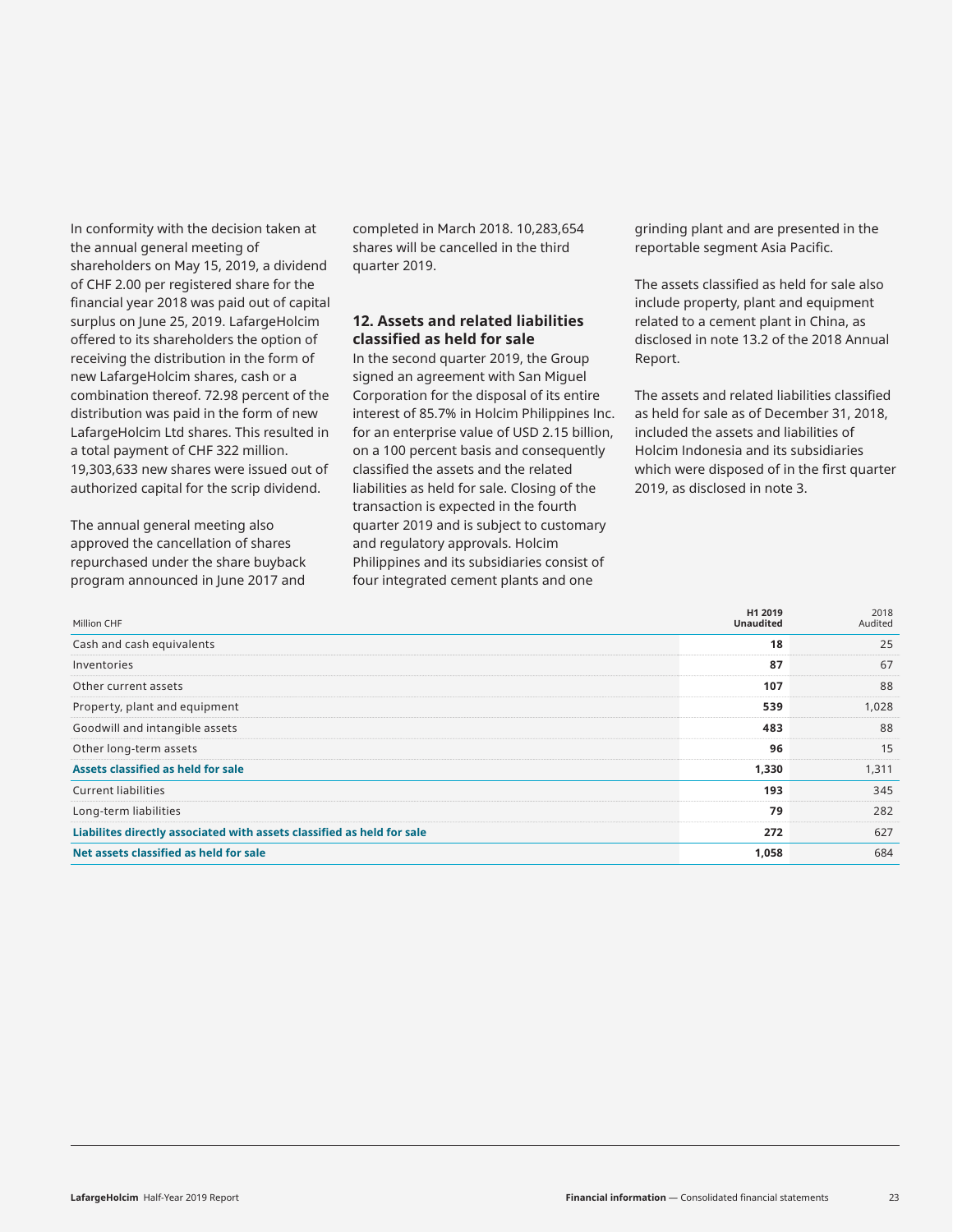In conformity with the decision taken at the annual general meeting of shareholders on May 15, 2019, a dividend of CHF 2.00 per registered share for the financial year 2018 was paid out of capital surplus on June 25, 2019. LafargeHolcim offered to its shareholders the option of receiving the distribution in the form of new LafargeHolcim shares, cash or a combination thereof. 72.98 percent of the distribution was paid in the form of new LafargeHolcim Ltd shares. This resulted in a total payment of CHF 322 million. 19,303,633 new shares were issued out of authorized capital for the scrip dividend.

The annual general meeting also approved the cancellation of shares repurchased under the share buyback program announced in June 2017 and completed in March 2018. 10,283,654 shares will be cancelled in the third quarter 2019.

## 12. Assets and related liabilities classified as held for sale

In the second quarter 2019, the Group signed an agreement with San Miguel Corporation for the disposal of its entire interest of 85.7% in Holcim Philippines Inc. for an enterprise value of USD 2.15 billion, on a 100 percent basis and consequently classified the assets and the related liabilities as held for sale. Closing of the transaction is expected in the fourth quarter 2019 and is subject to customary and regulatory approvals. Holcim Philippines and its subsidiaries consist of four integrated cement plants and one grinding plant and are presented in the reportable segment Asia Pacific.

The assets classified as held for sale also include property, plant and equipment related to a cement plant in China, as disclosed in note 13.2 of the 2018 Annual Report.

The assets and related liabilities classified as held for sale as of December 31, 2018, included the assets and liabilities of Holcim Indonesia and its subsidiaries which were disposed of in the first quarter 2019, as disclosed in note 3.

| Million CHF | **H1 2019 Unaudited** | 2018 Audited |
|---|---|---|
| Cash and cash equivalents | **18** | 25 |
| Inventories | **87** | 67 |
| Other current assets | **107** | 88 |
| Property, plant and equipment | **539** | 1,028 |
| Goodwill and intangible assets | **483** | 88 |
| Other long-term assets | **96** | 15 |
| **Assets classified as held for sale** | **1,330** | 1,311 |
| Current liabilities | **193** | 345 |
| Long-term liabilities | **79** | 282 |
| **Liabilites directly associated with assets classified as held for sale** | **272** | 627 |
| **Net assets classified as held for sale** | **1,058** | 684 |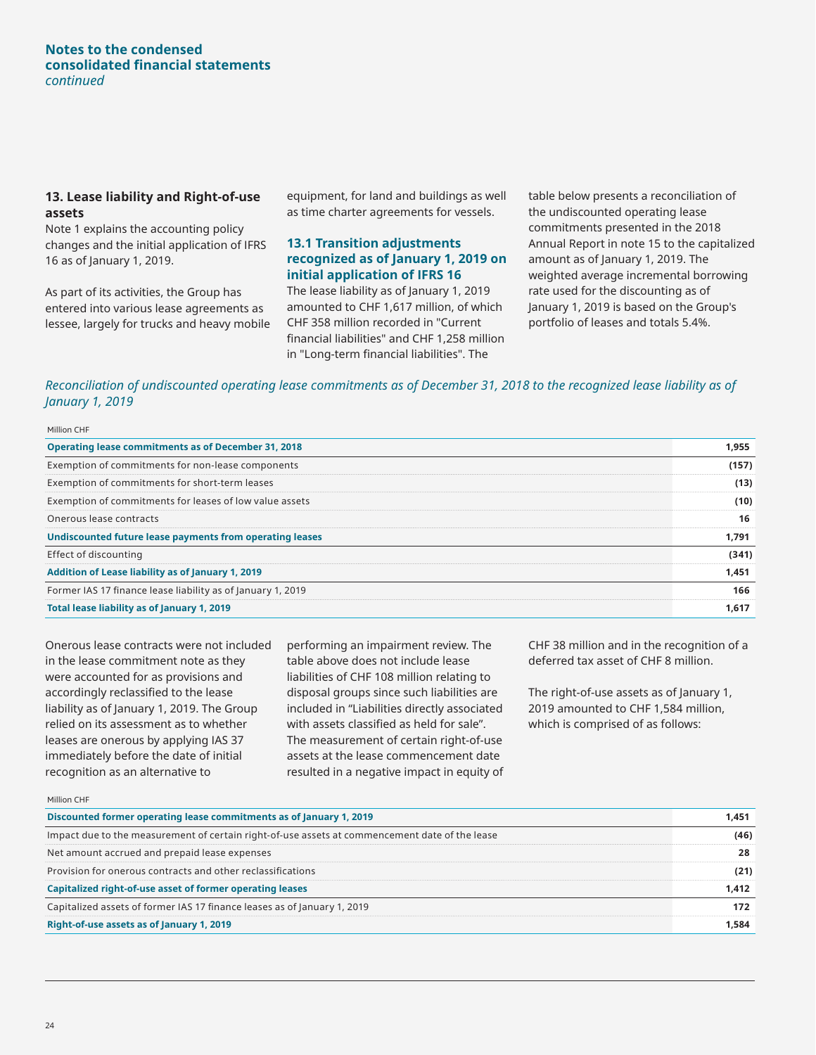## 13. Lease liability and Right-of-use assets

Note 1 explains the accounting policy changes and the initial application of IFRS 16 as of January 1, 2019.

As part of its activities, the Group has entered into various lease agreements as lessee, largely for trucks and heavy mobile equipment, for land and buildings as well as time charter agreements for vessels.

### 13.1 Transition adjustments recognized as of January 1, 2019 on initial application of IFRS 16

The lease liability as of January 1, 2019 amounted to CHF 1,617 million, of which CHF 358 million recorded in "Current financial liabilities" and CHF 1,258 million in "Long-term financial liabilities". The table below presents a reconciliation of the undiscounted operating lease commitments presented in the 2018 Annual Report in note 15 to the capitalized amount as of January 1, 2019. The weighted average incremental borrowing rate used for the discounting as of January 1, 2019 is based on the Group's portfolio of leases and totals 5.4%.

*Reconciliation of undiscounted operating lease commitments as of December 31, 2018 to the recognized lease liability as of January 1, 2019*

| Million CHF | |
|---|---|
| **Operating lease commitments as of December 31, 2018** | **1,955** |
| Exemption of commitments for non-lease components | **(157)** |
| Exemption of commitments for short-term leases | **(13)** |
| Exemption of commitments for leases of low value assets | **(10)** |
| Onerous lease contracts | **16** |
| **Undiscounted future lease payments from operating leases** | **1,791** |
| Effect of discounting | **(341)** |
| **Addition of Lease liability as of January 1, 2019** | **1,451** |
| Former IAS 17 finance lease liability as of January 1, 2019 | **166** |
| **Total lease liability as of January 1, 2019** | **1,617** |

Onerous lease contracts were not included in the lease commitment note as they were accounted for as provisions and accordingly reclassified to the lease liability as of January 1, 2019. The Group relied on its assessment as to whether leases are onerous by applying IAS 37 immediately before the date of initial recognition as an alternative to performing an impairment review. The table above does not include lease liabilities of CHF 108 million relating to disposal groups since such liabilities are included in "Liabilities directly associated with assets classified as held for sale". The measurement of certain right-of-use assets at the lease commencement date resulted in a negative impact in equity of CHF 38 million and in the recognition of a deferred tax asset of CHF 8 million.

The right-of-use assets as of January 1, 2019 amounted to CHF 1,584 million, which is comprised of as follows:

| Million CHF | |
|---|---|
| **Discounted former operating lease commitments as of January 1, 2019** | **1,451** |
| Impact due to the measurement of certain right-of-use assets at commencement date of the lease | **(46)** |
| Net amount accrued and prepaid lease expenses | **28** |
| Provision for onerous contracts and other reclassifications | **(21)** |
| **Capitalized right-of-use asset of former operating leases** | **1,412** |
| Capitalized assets of former IAS 17 finance leases as of January 1, 2019 | **172** |
| **Right-of-use assets as of January 1, 2019** | **1,584** |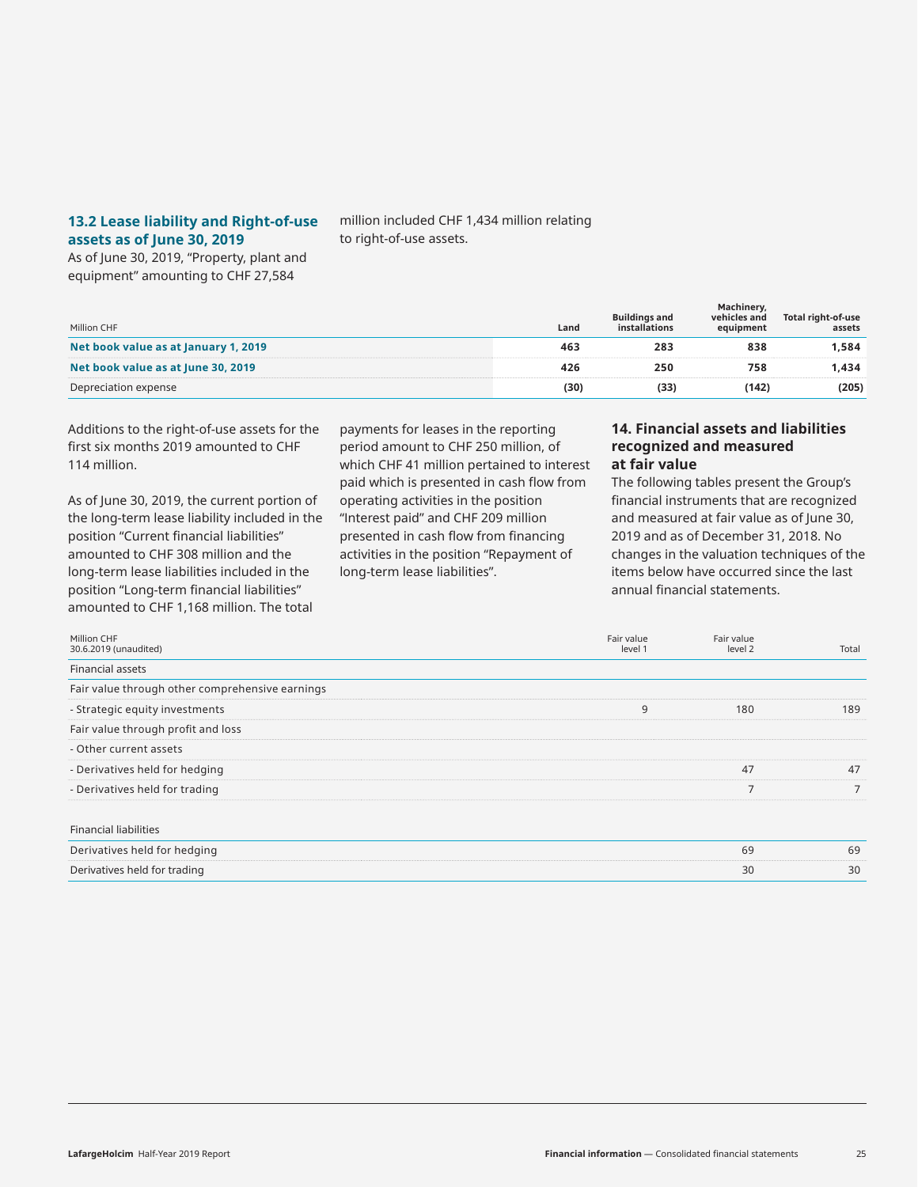## 13.2 Lease liability and Right-of-use assets as of June 30, 2019

As of June 30, 2019, “Property, plant and equipment” amounting to CHF 27,584 million included CHF 1,434 million relating to right-of-use assets.

| Million CHF | Land | Buildings and installations | Machinery, vehicles and equipment | Total right-of-use assets |
|---|---|---|---|---|
| **Net book value as at January 1, 2019** | **463** | **283** | **838** | **1,584** |
| **Net book value as at June 30, 2019** | **426** | **250** | **758** | **1,434** |
| Depreciation expense | **(30)** | **(33)** | **(142)** | **(205)** |

Additions to the right-of-use assets for the first six months 2019 amounted to CHF 114 million.

As of June 30, 2019, the current portion of the long-term lease liability included in the position “Current financial liabilities” amounted to CHF 308 million and the long-term lease liabilities included in the position “Long-term financial liabilities” amounted to CHF 1,168 million. The total payments for leases in the reporting period amount to CHF 250 million, of which CHF 41 million pertained to interest paid which is presented in cash flow from operating activities in the position “Interest paid” and CHF 209 million presented in cash flow from financing activities in the position “Repayment of long-term lease liabilities”.

## 14. Financial assets and liabilities recognized and measured at fair value

The following tables present the Group’s financial instruments that are recognized and measured at fair value as of June 30, 2019 and as of December 31, 2018. No changes in the valuation techniques of the items below have occurred since the last annual financial statements.

| Million CHF<br>30.6.2019 (unaudited) | Fair value level 1 | Fair value level 2 | Total |
|---|---|---|---|
| Financial assets | | | |
| Fair value through other comprehensive earnings | | | |
| - Strategic equity investments | 9 | 180 | 189 |
| Fair value through profit and loss | | | |
| - Other current assets | | | |
| - Derivatives held for hedging | | 47 | 47 |
| - Derivatives held for trading | | 7 | 7 |
| | | | |
| Financial liabilities | | | |
| Derivatives held for hedging | | 69 | 69 |
| Derivatives held for trading | | 30 | 30 |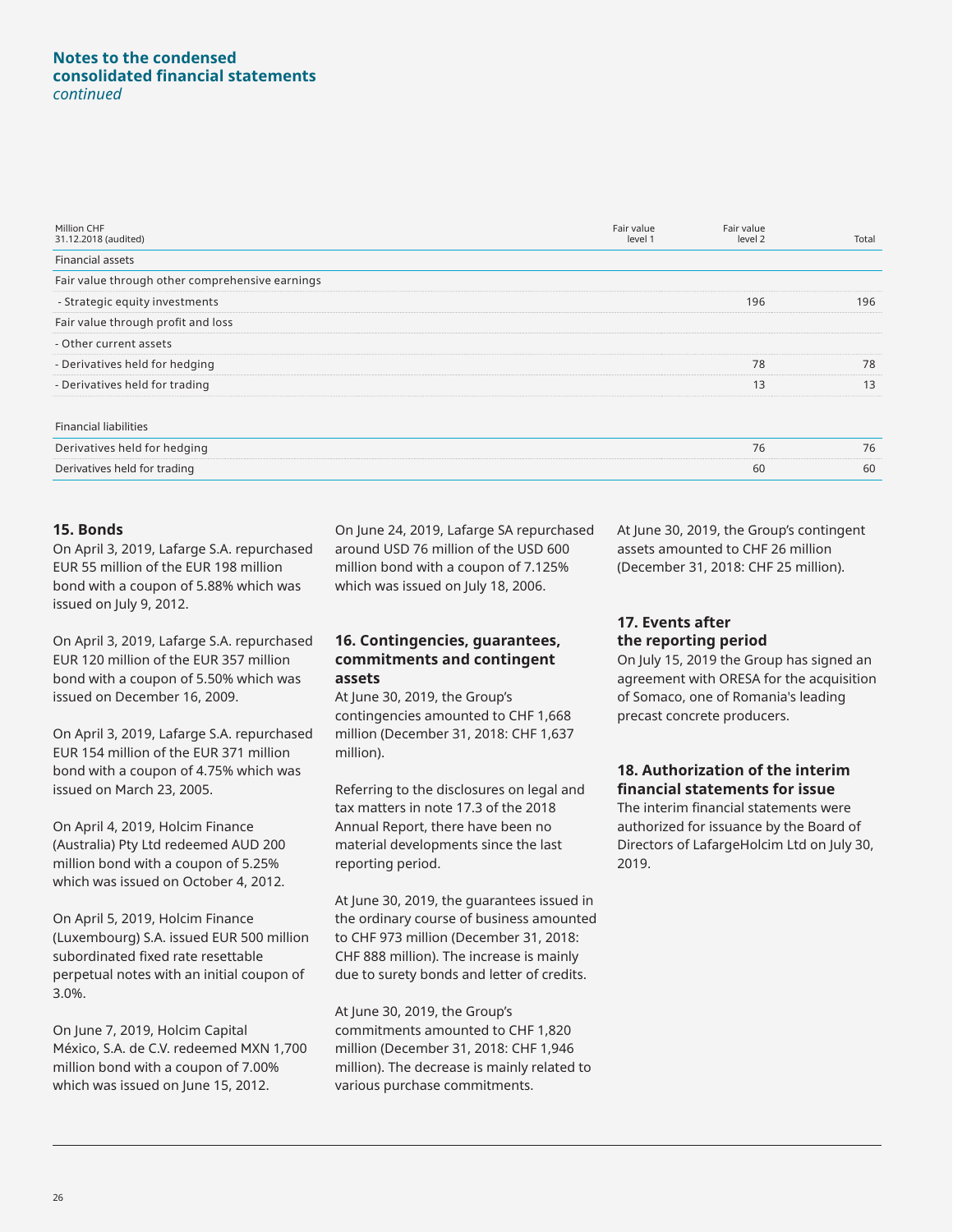## Notes to the condensed consolidated financial statements

*continued*

| Million CHF<br>31.12.2018 (audited) | Fair value level 1 | Fair value level 2 | Total |
|---|---|---|---|
| Financial assets | | | |
| Fair value through other comprehensive earnings | | | |
| - Strategic equity investments | | 196 | 196 |
| Fair value through profit and loss | | | |
| - Other current assets | | | |
| - Derivatives held for hedging | | 78 | 78 |
| - Derivatives held for trading | | 13 | 13 |
| | | | |
| Financial liabilities | | | |
| Derivatives held for hedging | | 76 | 76 |
| Derivatives held for trading | | 60 | 60 |

### 15. Bonds

On April 3, 2019, Lafarge S.A. repurchased EUR 55 million of the EUR 198 million bond with a coupon of 5.88% which was issued on July 9, 2012.

On April 3, 2019, Lafarge S.A. repurchased EUR 120 million of the EUR 357 million bond with a coupon of 5.50% which was issued on December 16, 2009.

On April 3, 2019, Lafarge S.A. repurchased EUR 154 million of the EUR 371 million bond with a coupon of 4.75% which was issued on March 23, 2005.

On April 4, 2019, Holcim Finance (Australia) Pty Ltd redeemed AUD 200 million bond with a coupon of 5.25% which was issued on October 4, 2012.

On April 5, 2019, Holcim Finance (Luxembourg) S.A. issued EUR 500 million subordinated fixed rate resettable perpetual notes with an initial coupon of 3.0%.

On June 7, 2019, Holcim Capital México, S.A. de C.V. redeemed MXN 1,700 million bond with a coupon of 7.00% which was issued on June 15, 2012.

On June 24, 2019, Lafarge SA repurchased around USD 76 million of the USD 600 million bond with a coupon of 7.125% which was issued on July 18, 2006.

### 16. Contingencies, guarantees, commitments and contingent assets

At June 30, 2019, the Group's contingencies amounted to CHF 1,668 million (December 31, 2018: CHF 1,637 million).

Referring to the disclosures on legal and tax matters in note 17.3 of the 2018 Annual Report, there have been no material developments since the last reporting period.

At June 30, 2019, the guarantees issued in the ordinary course of business amounted to CHF 973 million (December 31, 2018: CHF 888 million). The increase is mainly due to surety bonds and letter of credits.

At June 30, 2019, the Group's commitments amounted to CHF 1,820 million (December 31, 2018: CHF 1,946 million). The decrease is mainly related to various purchase commitments.

At June 30, 2019, the Group's contingent assets amounted to CHF 26 million (December 31, 2018: CHF 25 million).

### 17. Events after the reporting period

On July 15, 2019 the Group has signed an agreement with ORESA for the acquisition of Somaco, one of Romania's leading precast concrete producers.

### 18. Authorization of the interim financial statements for issue

The interim financial statements were authorized for issuance by the Board of Directors of LafargeHolcim Ltd on July 30, 2019.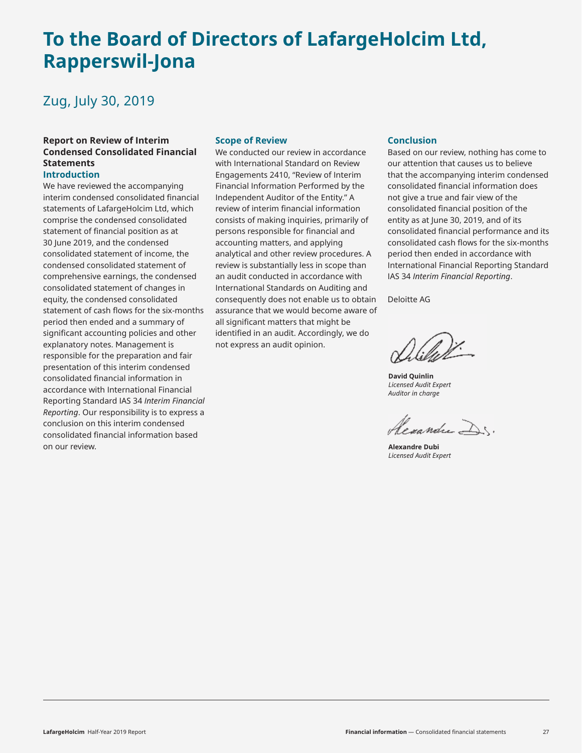# To the Board of Directors of LafargeHolcim Ltd, Rapperswil-Jona

## Zug, July 30, 2019

**Report on Review of Interim Condensed Consolidated Financial Statements**

### Introduction

We have reviewed the accompanying interim condensed consolidated financial statements of LafargeHolcim Ltd, which comprise the condensed consolidated statement of financial position as at 30 June 2019, and the condensed consolidated statement of income, the condensed consolidated statement of comprehensive earnings, the condensed consolidated statement of changes in equity, the condensed consolidated statement of cash flows for the six-months period then ended and a summary of significant accounting policies and other explanatory notes. Management is responsible for the preparation and fair presentation of this interim condensed consolidated financial information in accordance with International Financial Reporting Standard IAS 34 *Interim Financial Reporting*. Our responsibility is to express a conclusion on this interim condensed consolidated financial information based on our review.

### Scope of Review

We conducted our review in accordance with International Standard on Review Engagements 2410, "Review of Interim Financial Information Performed by the Independent Auditor of the Entity." A review of interim financial information consists of making inquiries, primarily of persons responsible for financial and accounting matters, and applying analytical and other review procedures. A review is substantially less in scope than an audit conducted in accordance with International Standards on Auditing and consequently does not enable us to obtain assurance that we would become aware of all significant matters that might be identified in an audit. Accordingly, we do not express an audit opinion.

### Conclusion

Based on our review, nothing has come to our attention that causes us to believe that the accompanying interim condensed consolidated financial information does not give a true and fair view of the consolidated financial position of the entity as at June 30, 2019, and of its consolidated financial performance and its consolidated cash flows for the six-months period then ended in accordance with International Financial Reporting Standard IAS 34 *Interim Financial Reporting*.

Deloitte AG

**David Quinlin**
*Licensed Audit Expert*
*Auditor in charge*

**Alexandre Dubi**
*Licensed Audit Expert*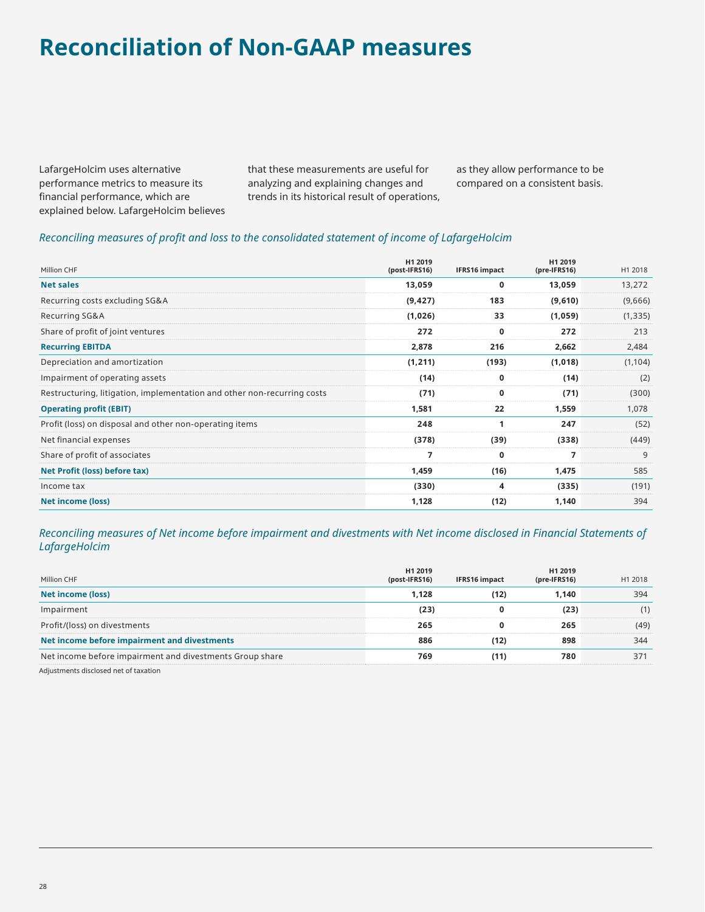# Reconciliation of Non-GAAP measures

LafargeHolcim uses alternative performance metrics to measure its financial performance, which are explained below. LafargeHolcim believes that these measurements are useful for analyzing and explaining changes and trends in its historical result of operations, as they allow performance to be compared on a consistent basis.

*Reconciling measures of profit and loss to the consolidated statement of income of LafargeHolcim*

| Million CHF | H1 2019 (post-IFRS16) | IFRS16 impact | H1 2019 (pre-IFRS16) | H1 2018 |
|---|---|---|---|---|
| **Net sales** | **13,059** | **0** | **13,059** | 13,272 |
| Recurring costs excluding SG&A | **(9,427)** | **183** | **(9,610)** | (9,666) |
| Recurring SG&A | **(1,026)** | **33** | **(1,059)** | (1,335) |
| Share of profit of joint ventures | **272** | **0** | **272** | 213 |
| **Recurring EBITDA** | **2,878** | **216** | **2,662** | 2,484 |
| Depreciation and amortization | **(1,211)** | **(193)** | **(1,018)** | (1,104) |
| Impairment of operating assets | **(14)** | **0** | **(14)** | (2) |
| Restructuring, litigation, implementation and other non-recurring costs | **(71)** | **0** | **(71)** | (300) |
| **Operating profit (EBIT)** | **1,581** | **22** | **1,559** | 1,078 |
| Profit (loss) on disposal and other non-operating items | **248** | **1** | **247** | (52) |
| Net financial expenses | **(378)** | **(39)** | **(338)** | (449) |
| Share of profit of associates | **7** | **0** | **7** | 9 |
| **Net Profit (loss) before tax** | **1,459** | **(16)** | **1,475** | 585 |
| Income tax | **(330)** | **4** | **(335)** | (191) |
| **Net income (loss)** | **1,128** | **(12)** | **1,140** | 394 |

*Reconciling measures of Net income before impairment and divestments with Net income disclosed in Financial Statements of LafargeHolcim*

| Million CHF | H1 2019 (post-IFRS16) | IFRS16 impact | H1 2019 (pre-IFRS16) | H1 2018 |
|---|---|---|---|---|
| **Net income (loss)** | **1,128** | **(12)** | **1,140** | 394 |
| Impairment | **(23)** | **0** | **(23)** | (1) |
| Profit/(loss) on divestments | **265** | **0** | **265** | (49) |
| **Net income before impairment and divestments** | **886** | **(12)** | **898** | 344 |
| Net income before impairment and divestments Group share | **769** | **(11)** | **780** | 371 |

Adjustments disclosed net of taxation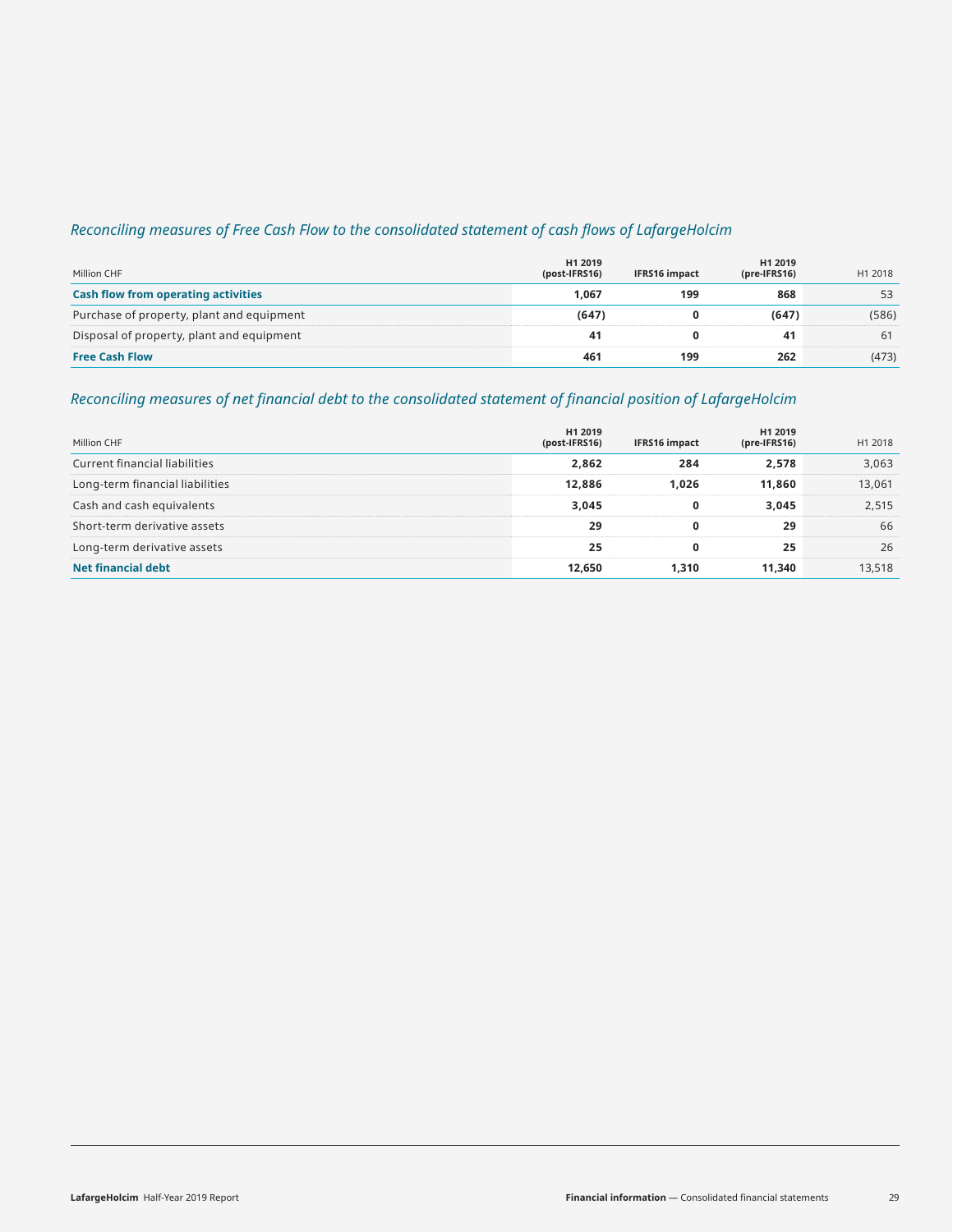## *Reconciling measures of Free Cash Flow to the consolidated statement of cash flows of LafargeHolcim*

| Million CHF | H1 2019 (post-IFRS16) | IFRS16 impact | H1 2019 (pre-IFRS16) | H1 2018 |
|---|---|---|---|---|
| **Cash flow from operating activities** | **1,067** | **199** | **868** | 53 |
| Purchase of property, plant and equipment | **(647)** | **0** | **(647)** | (586) |
| Disposal of property, plant and equipment | **41** | **0** | **41** | 61 |
| **Free Cash Flow** | **461** | **199** | **262** | (473) |

## *Reconciling measures of net financial debt to the consolidated statement of financial position of LafargeHolcim*

| Million CHF | H1 2019 (post-IFRS16) | IFRS16 impact | H1 2019 (pre-IFRS16) | H1 2018 |
|---|---|---|---|---|
| Current financial liabilities | **2,862** | **284** | **2,578** | 3,063 |
| Long-term financial liabilities | **12,886** | **1,026** | **11,860** | 13,061 |
| Cash and cash equivalents | **3,045** | **0** | **3,045** | 2,515 |
| Short-term derivative assets | **29** | **0** | **29** | 66 |
| Long-term derivative assets | **25** | **0** | **25** | 26 |
| **Net financial debt** | **12,650** | **1,310** | **11,340** | 13,518 |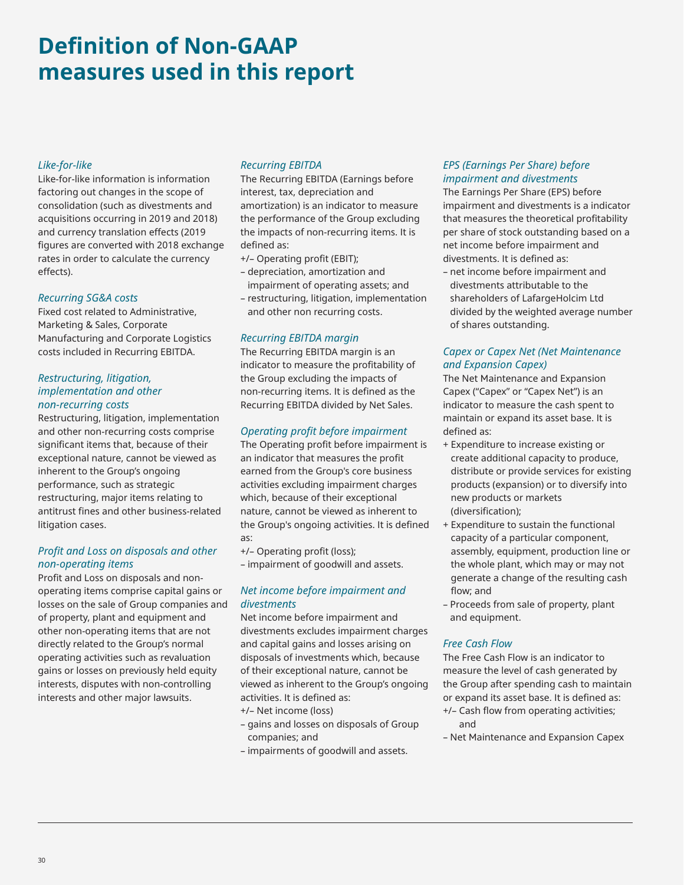# Definition of Non-GAAP measures used in this report

### *Like-for-like*

Like-for-like information is information factoring out changes in the scope of consolidation (such as divestments and acquisitions occurring in 2019 and 2018) and currency translation effects (2019 figures are converted with 2018 exchange rates in order to calculate the currency effects).

### *Recurring SG&A costs*

Fixed cost related to Administrative, Marketing & Sales, Corporate Manufacturing and Corporate Logistics costs included in Recurring EBITDA.

### *Restructuring, litigation, implementation and other non-recurring costs*

Restructuring, litigation, implementation and other non-recurring costs comprise significant items that, because of their exceptional nature, cannot be viewed as inherent to the Group's ongoing performance, such as strategic restructuring, major items relating to antitrust fines and other business-related litigation cases.

### *Profit and Loss on disposals and other non-operating items*

Profit and Loss on disposals and non-operating items comprise capital gains or losses on the sale of Group companies and of property, plant and equipment and other non-operating items that are not directly related to the Group's normal operating activities such as revaluation gains or losses on previously held equity interests, disputes with non-controlling interests and other major lawsuits.

### *Recurring EBITDA*

The Recurring EBITDA (Earnings before interest, tax, depreciation and amortization) is an indicator to measure the performance of the Group excluding the impacts of non-Recurring items. It is defined as:

+/– Operating profit (EBIT);
– depreciation, amortization and impairment of operating assets; and
– restructuring, litigation, implementation and other non recurring costs.

### *Recurring EBITDA margin*

The Recurring EBITDA margin is an indicator to measure the profitability of the Group excluding the impacts of non-recurring items. It is defined as the Recurring EBITDA divided by Net Sales.

### *Operating profit before impairment*

The Operating profit before impairment is an indicator that measures the profit earned from the Group's core business activities excluding impairment charges which, because of their exceptional nature, cannot be viewed as inherent to the Group's ongoing activities. It is defined as:

+/– Operating profit (loss);
– impairment of goodwill and assets.

### *Net income before impairment and divestments*

Net income before impairment and divestments excludes impairment charges and capital gains and losses arising on disposals of investments which, because of their exceptional nature, cannot be viewed as inherent to the Group's ongoing activities. It is defined as:

+/– Net income (loss)
– gains and losses on disposals of Group companies; and
– impairments of goodwill and assets.

### *EPS (Earnings Per Share) before impairment and divestments*

The Earnings Per Share (EPS) before impairment and divestments is a indicator that measures the theoretical profitability per share of stock outstanding based on a net income before impairment and divestments. It is defined as:

– net income before impairment and divestments attributable to the shareholders of LafargeHolcim Ltd divided by the weighted average number of shares outstanding.

### *Capex or Capex Net (Net Maintenance and Expansion Capex)*

The Net Maintenance and Expansion Capex ("Capex" or "Capex Net") is an indicator to measure the cash spent to maintain or expand its asset base. It is defined as:

+ Expenditure to increase existing or create additional capacity to produce, distribute or provide services for existing products (expansion) or to diversify into new products or markets (diversification);
+ Expenditure to sustain the functional capacity of a particular component, assembly, equipment, production line or the whole plant, which may or may not generate a change of the resulting cash flow; and
– Proceeds from sale of property, plant and equipment.

### *Free Cash Flow*

The Free Cash Flow is an indicator to measure the level of cash generated by the Group after spending cash to maintain or expand its asset base. It is defined as:

+/– Cash flow from operating activities; and
– Net Maintenance and Expansion Capex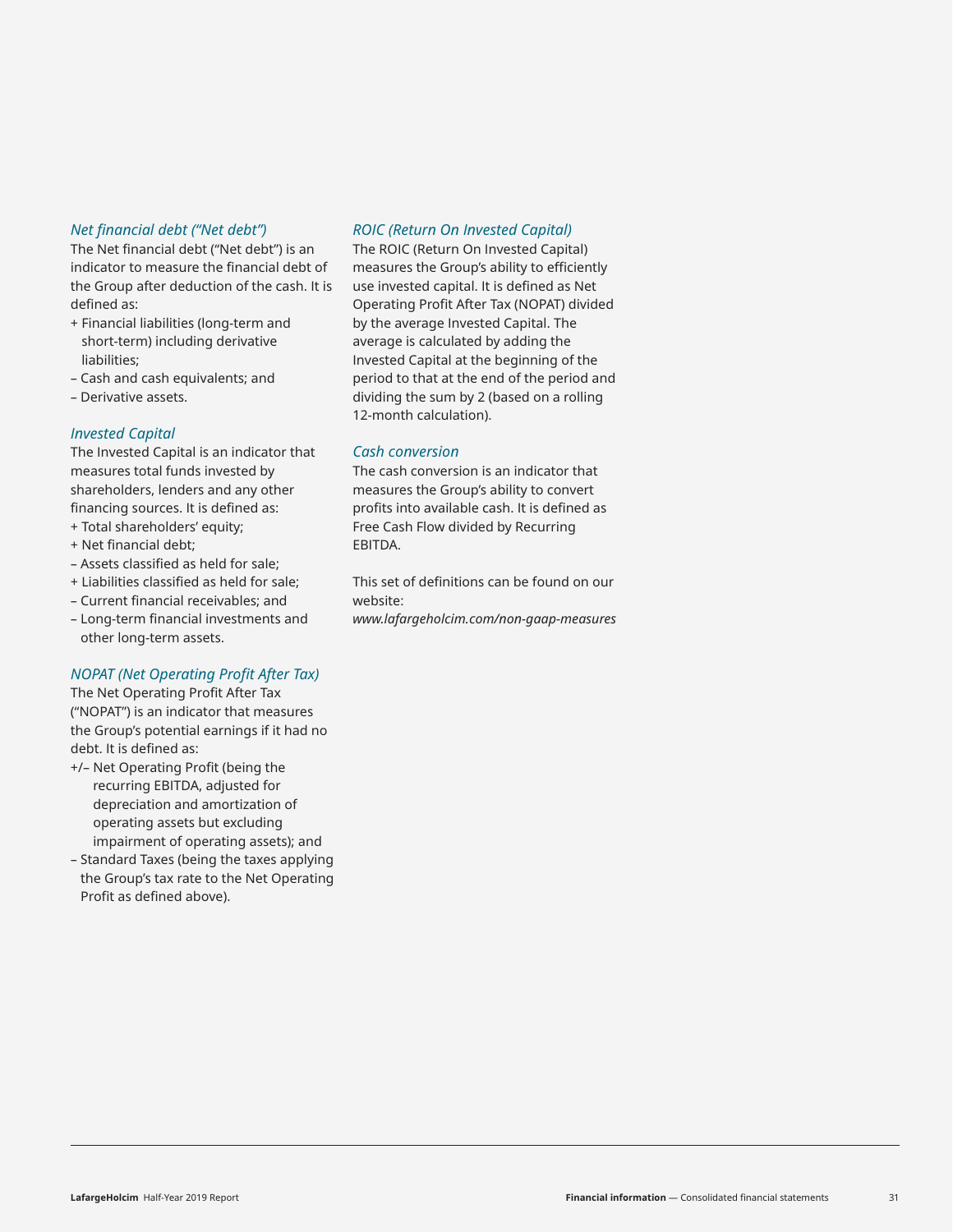### *Net financial debt ("Net debt")*

The Net financial debt ("Net debt") is an indicator to measure the financial debt of the Group after deduction of the cash. It is defined as:

+ Financial liabilities (long-term and short-term) including derivative liabilities;
– Cash and cash equivalents; and
– Derivative assets.

### *Invested Capital*

The Invested Capital is an indicator that measures total funds invested by shareholders, lenders and any other financing sources. It is defined as:

+ Total shareholders' equity;
+ Net financial debt;
– Assets classified as held for sale;
+ Liabilities classified as held for sale;
– Current financial receivables; and
– Long-term financial investments and other long-term assets.

### *NOPAT (Net Operating Profit After Tax)*

The Net Operating Profit After Tax ("NOPAT") is an indicator that measures the Group's potential earnings if it had no debt. It is defined as:

+/– Net Operating Profit (being the recurring EBITDA, adjusted for depreciation and amortization of operating assets but excluding impairment of operating assets); and
– Standard Taxes (being the taxes applying the Group's tax rate to the Net Operating Profit as defined above).

### *ROIC (Return On Invested Capital)*

The ROIC (Return On Invested Capital) measures the Group's ability to efficiently use invested capital. It is defined as Net Operating Profit After Tax (NOPAT) divided by the average Invested Capital. The average is calculated by adding the Invested Capital at the beginning of the period to that at the end of the period and dividing the sum by 2 (based on a rolling 12-month calculation).

### *Cash conversion*

The cash conversion is an indicator that measures the Group's ability to convert profits into available cash. It is defined as Free Cash Flow divided by Recurring EBITDA.

This set of definitions can be found on our website:
*www.lafargeholcim.com/non-gaap-measures*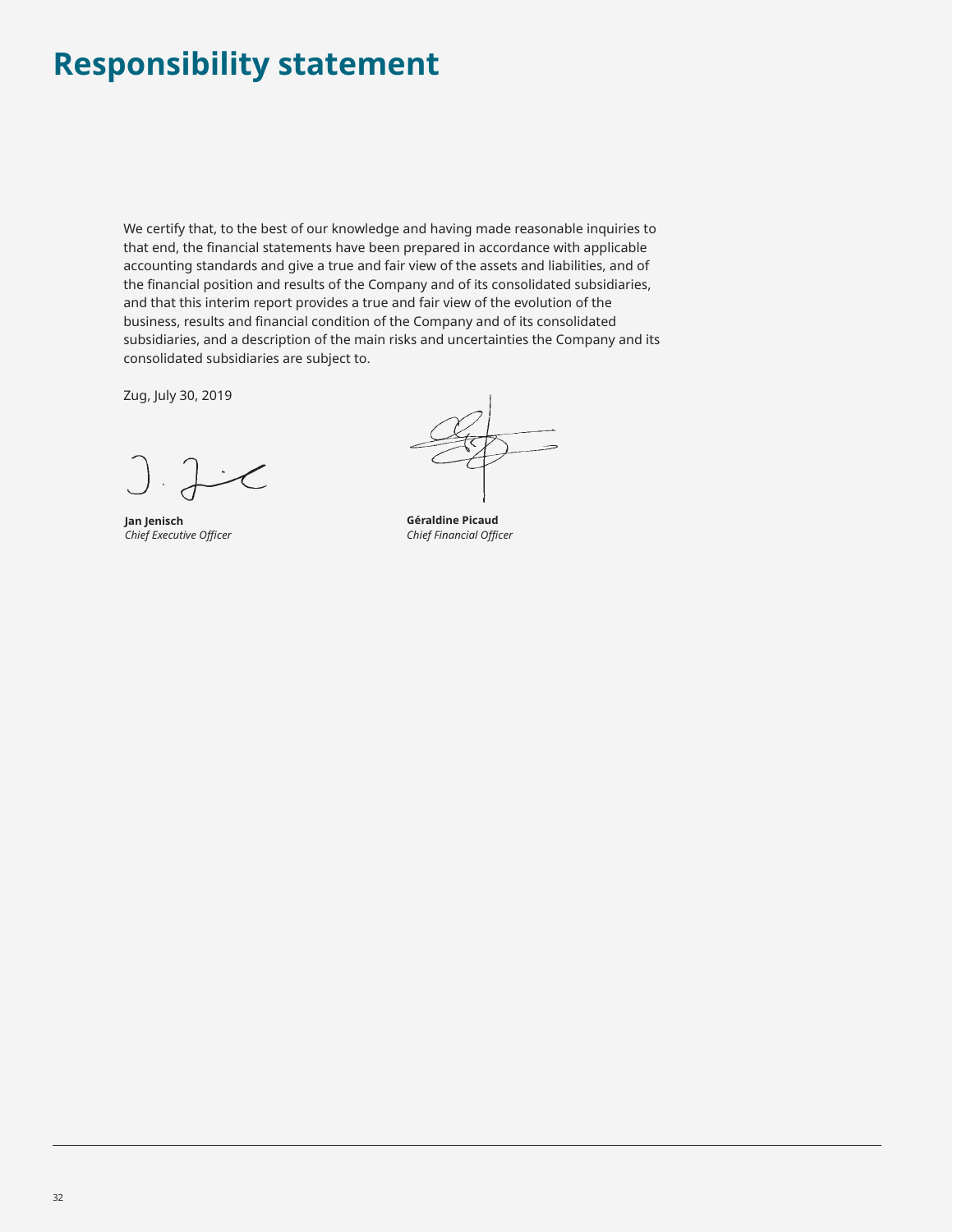# Responsibility statement

We certify that, to the best of our knowledge and having made reasonable inquiries to that end, the financial statements have been prepared in accordance with applicable accounting standards and give a true and fair view of the assets and liabilities, and of the financial position and results of the Company and of its consolidated subsidiaries, and that this interim report provides a true and fair view of the evolution of the business, results and financial condition of the Company and of its consolidated subsidiaries, and a description of the main risks and uncertainties the Company and its consolidated subsidiaries are subject to.

Zug, July 30, 2019

**Jan Jenisch**
*Chief Executive Officer*

**Géraldine Picaud**
*Chief Financial Officer*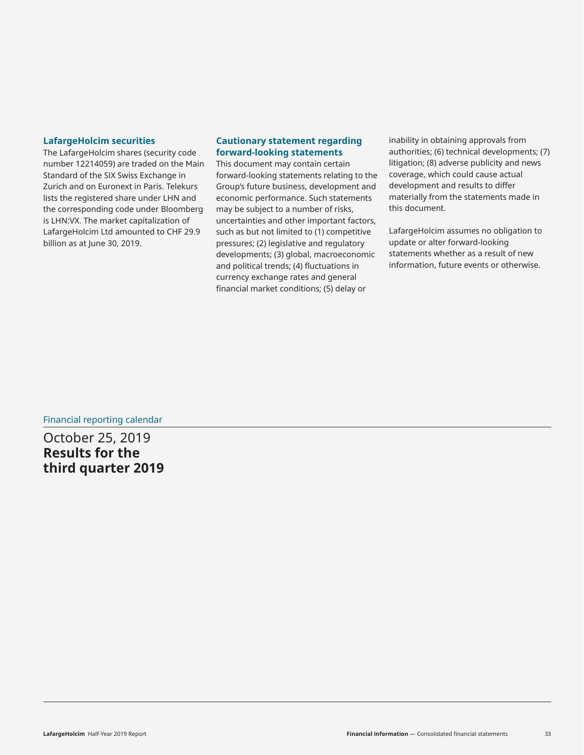### LafargeHolcim securities

The LafargeHolcim shares (security code number 12214059) are traded on the Main Standard of the SIX Swiss Exchange in Zurich and on Euronext in Paris. Telekurs lists the registered share under LHN and the corresponding code under Bloomberg is LHN:VX. The market capitalization of LafargeHolcim Ltd amounted to CHF 29.9 billion as at June 30, 2019.

### Cautionary statement regarding forward-looking statements

This document may contain certain forward-looking statements relating to the Group's future business, development and economic performance. Such statements may be subject to a number of risks, uncertainties and other important factors, such as but not limited to (1) competitive pressures; (2) legislative and regulatory developments; (3) global, macroeconomic and political trends; (4) fluctuations in currency exchange rates and general financial market conditions; (5) delay or inability in obtaining approvals from authorities; (6) technical developments; (7) litigation; (8) adverse publicity and news coverage, which could cause actual development and results to differ materially from the statements made in this document.

LafargeHolcim assumes no obligation to update or alter forward-looking statements whether as a result of new information, future events or otherwise.

Financial reporting calendar

October 25, 2019
**Results for the third quarter 2019**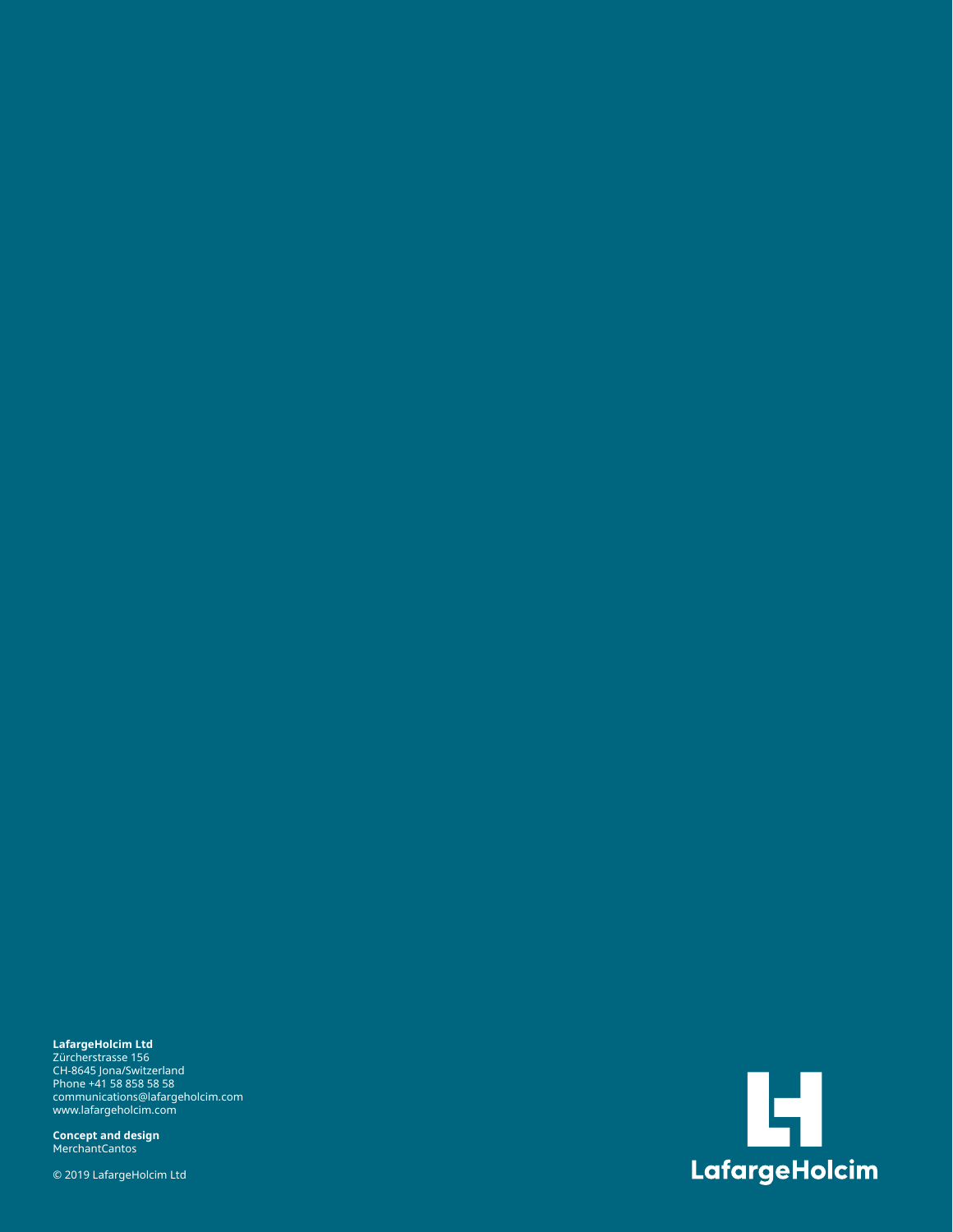**LafargeHolcim Ltd**
Zürcherstrasse 156
CH-8645 Jona/Switzerland
Phone +41 58 858 58 58
communications@lafargeholcim.com
www.lafargeholcim.com

**Concept and design**
MerchantCantos

© 2019 LafargeHolcim Ltd

LafargeHolcim